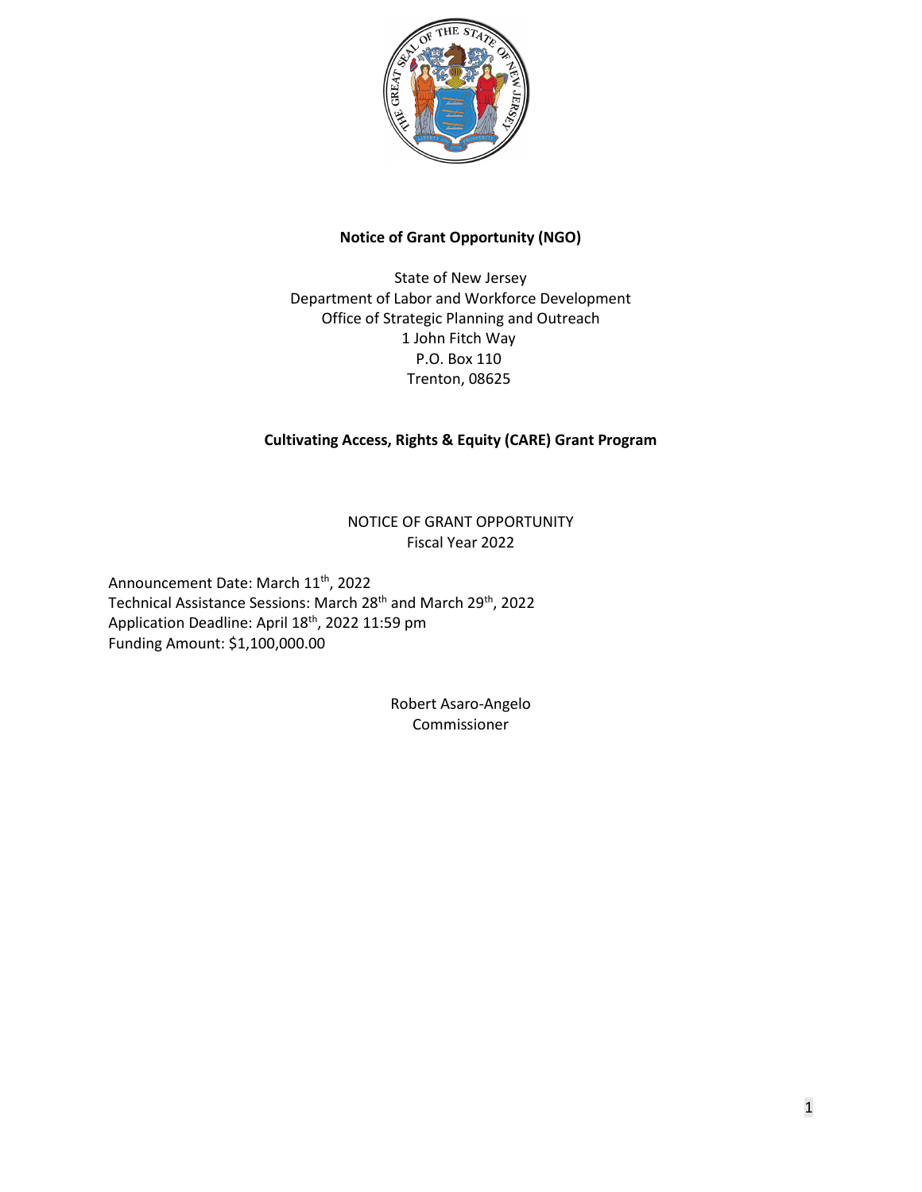**Notice of Grant Opportunity (NGO)**

State of New Jersey
Department of Labor and Workforce Development
Office of Strategic Planning and Outreach
1 John Fitch Way
P.O. Box 110
Trenton, 08625

**Cultivating Access, Rights & Equity (CARE) Grant Program**

NOTICE OF GRANT OPPORTUNITY
Fiscal Year 2022

Announcement Date: March 11th, 2022
Technical Assistance Sessions: March 28th and March 29th, 2022
Application Deadline: April 18th, 2022 11:59 pm
Funding Amount: $1,100,000.00

Robert Asaro-Angelo
Commissioner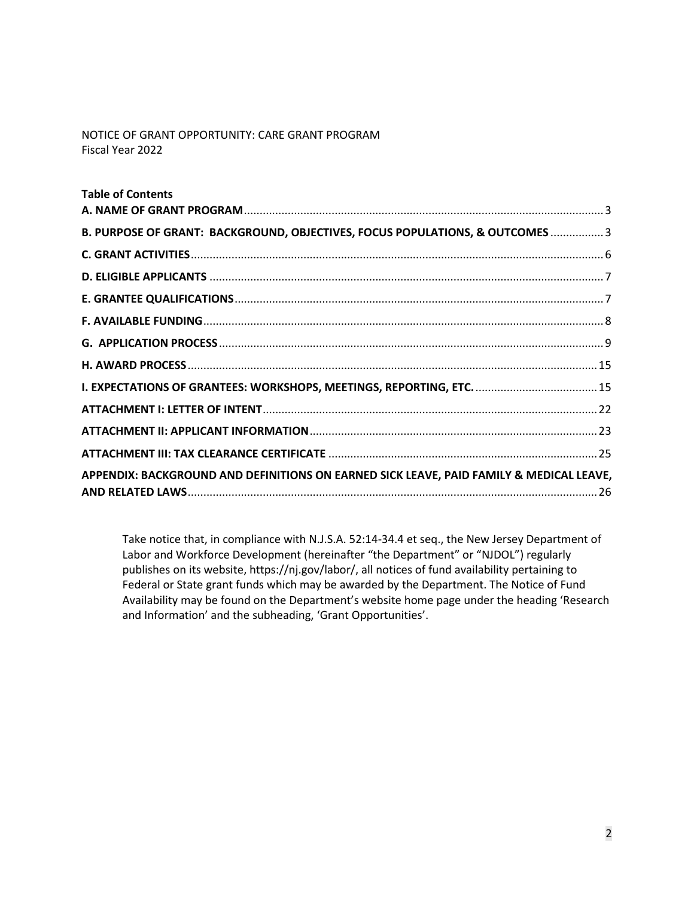NOTICE OF GRANT OPPORTUNITY: CARE GRANT PROGRAM
Fiscal Year 2022

**Table of Contents**

| | |
|---|---|
| **A. NAME OF GRANT PROGRAM** | 3 |
| **B. PURPOSE OF GRANT: BACKGROUND, OBJECTIVES, FOCUS POPULATIONS, & OUTCOMES** | 3 |
| **C. GRANT ACTIVITIES** | 6 |
| **D. ELIGIBLE APPLICANTS** | 7 |
| **E. GRANTEE QUALIFICATIONS** | 7 |
| **F. AVAILABLE FUNDING** | 8 |
| **G. APPLICATION PROCESS** | 9 |
| **H. AWARD PROCESS** | 15 |
| **I. EXPECTATIONS OF GRANTEES: WORKSHOPS, MEETINGS, REPORTING, ETC.** | 15 |
| **ATTACHMENT I: LETTER OF INTENT** | 22 |
| **ATTACHMENT II: APPLICANT INFORMATION** | 23 |
| **ATTACHMENT III: TAX CLEARANCE CERTIFICATE** | 25 |
| **APPENDIX: BACKGROUND AND DEFINITIONS ON EARNED SICK LEAVE, PAID FAMILY & MEDICAL LEAVE, AND RELATED LAWS** | 26 |

Take notice that, in compliance with N.J.S.A. 52:14-34.4 et seq., the New Jersey Department of Labor and Workforce Development (hereinafter "the Department" or "NJDOL") regularly publishes on its website, https://nj.gov/labor/, all notices of fund availability pertaining to Federal or State grant funds which may be awarded by the Department. The Notice of Fund Availability may be found on the Department's website home page under the heading 'Research and Information' and the subheading, 'Grant Opportunities'.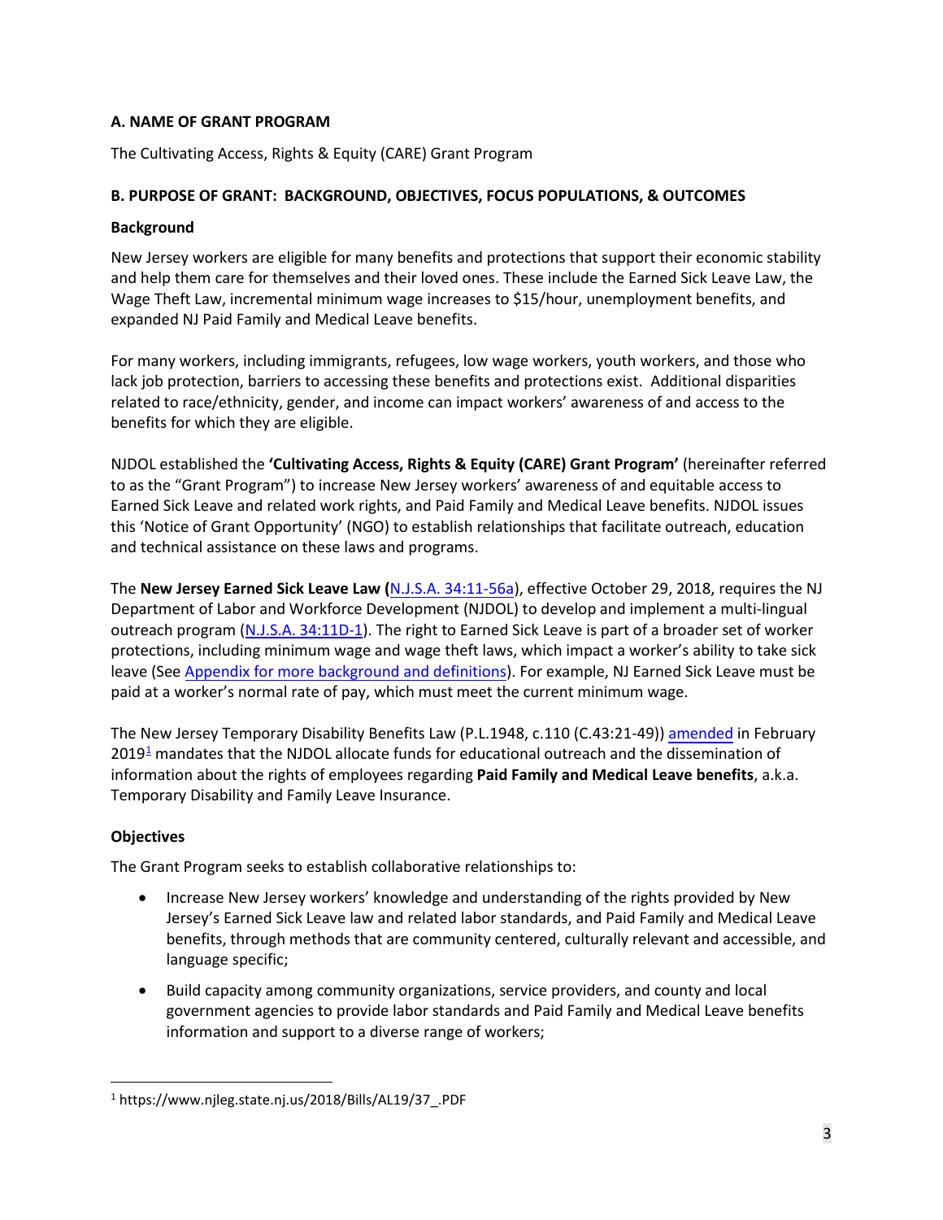### A. NAME OF GRANT PROGRAM

The Cultivating Access, Rights & Equity (CARE) Grant Program

### B. PURPOSE OF GRANT: BACKGROUND, OBJECTIVES, FOCUS POPULATIONS, & OUTCOMES

#### Background

New Jersey workers are eligible for many benefits and protections that support their economic stability and help them care for themselves and their loved ones. These include the Earned Sick Leave Law, the Wage Theft Law, incremental minimum wage increases to $15/hour, unemployment benefits, and expanded NJ Paid Family and Medical Leave benefits.

For many workers, including immigrants, refugees, low wage workers, youth workers, and those who lack job protection, barriers to accessing these benefits and protections exist. Additional disparities related to race/ethnicity, gender, and income can impact workers' awareness of and access to the benefits for which they are eligible.

NJDOL established the **'Cultivating Access, Rights & Equity (CARE) Grant Program'** (hereinafter referred to as the "Grant Program") to increase New Jersey workers' awareness of and equitable access to Earned Sick Leave and related work rights, and Paid Family and Medical Leave benefits. NJDOL issues this 'Notice of Grant Opportunity' (NGO) to establish relationships that facilitate outreach, education and technical assistance on these laws and programs.

The **New Jersey Earned Sick Leave Law (**N.J.S.A. 34:11-56a), effective October 29, 2018, requires the NJ Department of Labor and Workforce Development (NJDOL) to develop and implement a multi-lingual outreach program (N.J.S.A. 34:11D-1). The right to Earned Sick Leave is part of a broader set of worker protections, including minimum wage and wage theft laws, which impact a worker's ability to take sick leave (See Appendix for more background and definitions). For example, NJ Earned Sick Leave must be paid at a worker's normal rate of pay, which must meet the current minimum wage.

The New Jersey Temporary Disability Benefits Law (P.L.1948, c.110 (C.43:21-49)) amended in February 2019[1] mandates that the NJDOL allocate funds for educational outreach and the dissemination of information about the rights of employees regarding **Paid Family and Medical Leave benefits**, a.k.a. Temporary Disability and Family Leave Insurance.

#### Objectives

The Grant Program seeks to establish collaborative relationships to:

- Increase New Jersey workers' knowledge and understanding of the rights provided by New Jersey's Earned Sick Leave law and related labor standards, and Paid Family and Medical Leave benefits, through methods that are community centered, culturally relevant and accessible, and language specific;
- Build capacity among community organizations, service providers, and county and local government agencies to provide labor standards and Paid Family and Medical Leave benefits information and support to a diverse range of workers;

---

[1] https://www.njleg.state.nj.us/2018/Bills/AL19/37_.PDF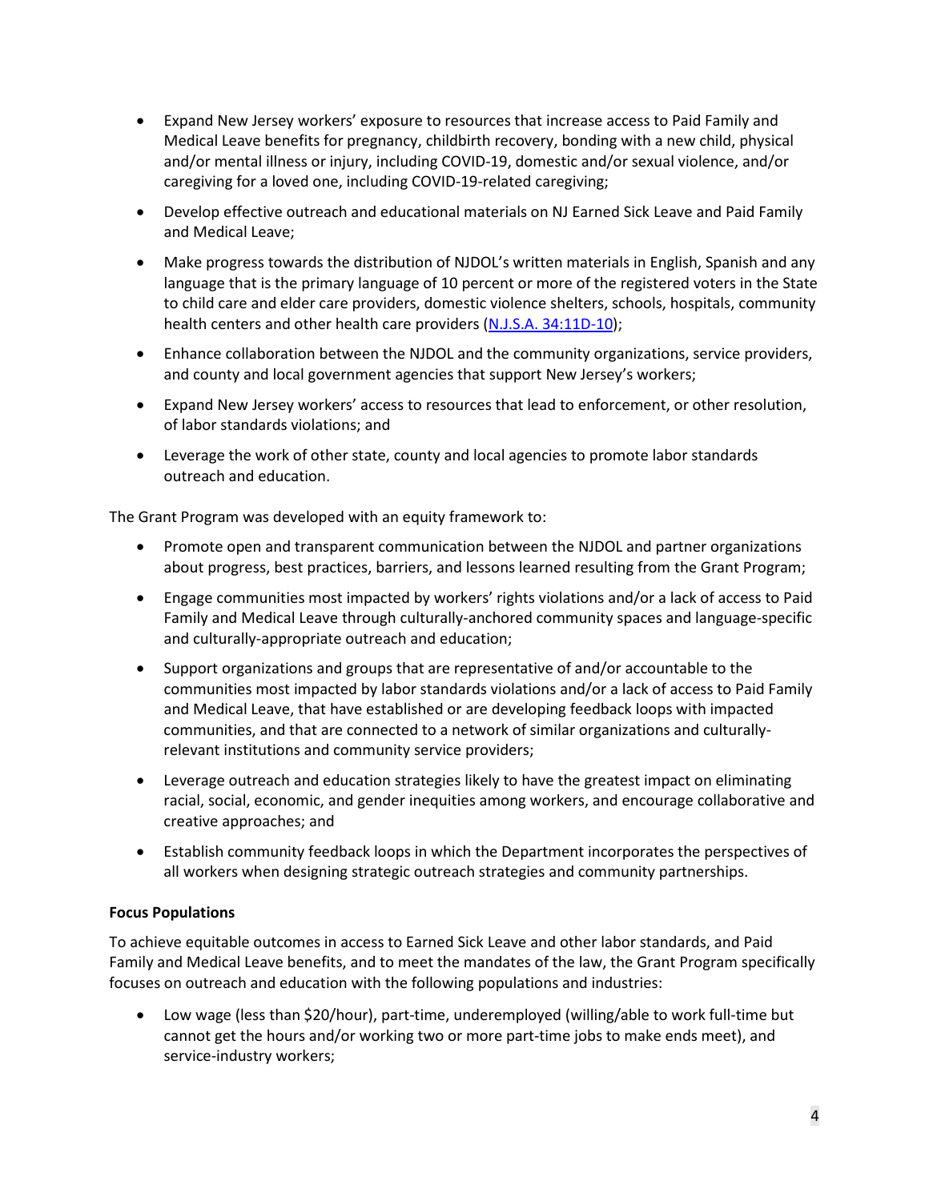- Expand New Jersey workers' exposure to resources that increase access to Paid Family and Medical Leave benefits for pregnancy, childbirth recovery, bonding with a new child, physical and/or mental illness or injury, including COVID-19, domestic and/or sexual violence, and/or caregiving for a loved one, including COVID-19-related caregiving;
- Develop effective outreach and educational materials on NJ Earned Sick Leave and Paid Family and Medical Leave;
- Make progress towards the distribution of NJDOL's written materials in English, Spanish and any language that is the primary language of 10 percent or more of the registered voters in the State to child care and elder care providers, domestic violence shelters, schools, hospitals, community health centers and other health care providers (N.J.S.A. 34:11D-10);
- Enhance collaboration between the NJDOL and the community organizations, service providers, and county and local government agencies that support New Jersey's workers;
- Expand New Jersey workers' access to resources that lead to enforcement, or other resolution, of labor standards violations; and
- Leverage the work of other state, county and local agencies to promote labor standards outreach and education.

The Grant Program was developed with an equity framework to:

- Promote open and transparent communication between the NJDOL and partner organizations about progress, best practices, barriers, and lessons learned resulting from the Grant Program;
- Engage communities most impacted by workers' rights violations and/or a lack of access to Paid Family and Medical Leave through culturally-anchored community spaces and language-specific and culturally-appropriate outreach and education;
- Support organizations and groups that are representative of and/or accountable to the communities most impacted by labor standards violations and/or a lack of access to Paid Family and Medical Leave, that have established or are developing feedback loops with impacted communities, and that are connected to a network of similar organizations and culturally-relevant institutions and community service providers;
- Leverage outreach and education strategies likely to have the greatest impact on eliminating racial, social, economic, and gender inequities among workers, and encourage collaborative and creative approaches; and
- Establish community feedback loops in which the Department incorporates the perspectives of all workers when designing strategic outreach strategies and community partnerships.

**Focus Populations**

To achieve equitable outcomes in access to Earned Sick Leave and other labor standards, and Paid Family and Medical Leave benefits, and to meet the mandates of the law, the Grant Program specifically focuses on outreach and education with the following populations and industries:

- Low wage (less than $20/hour), part-time, underemployed (willing/able to work full-time but cannot get the hours and/or working two or more part-time jobs to make ends meet), and service-industry workers;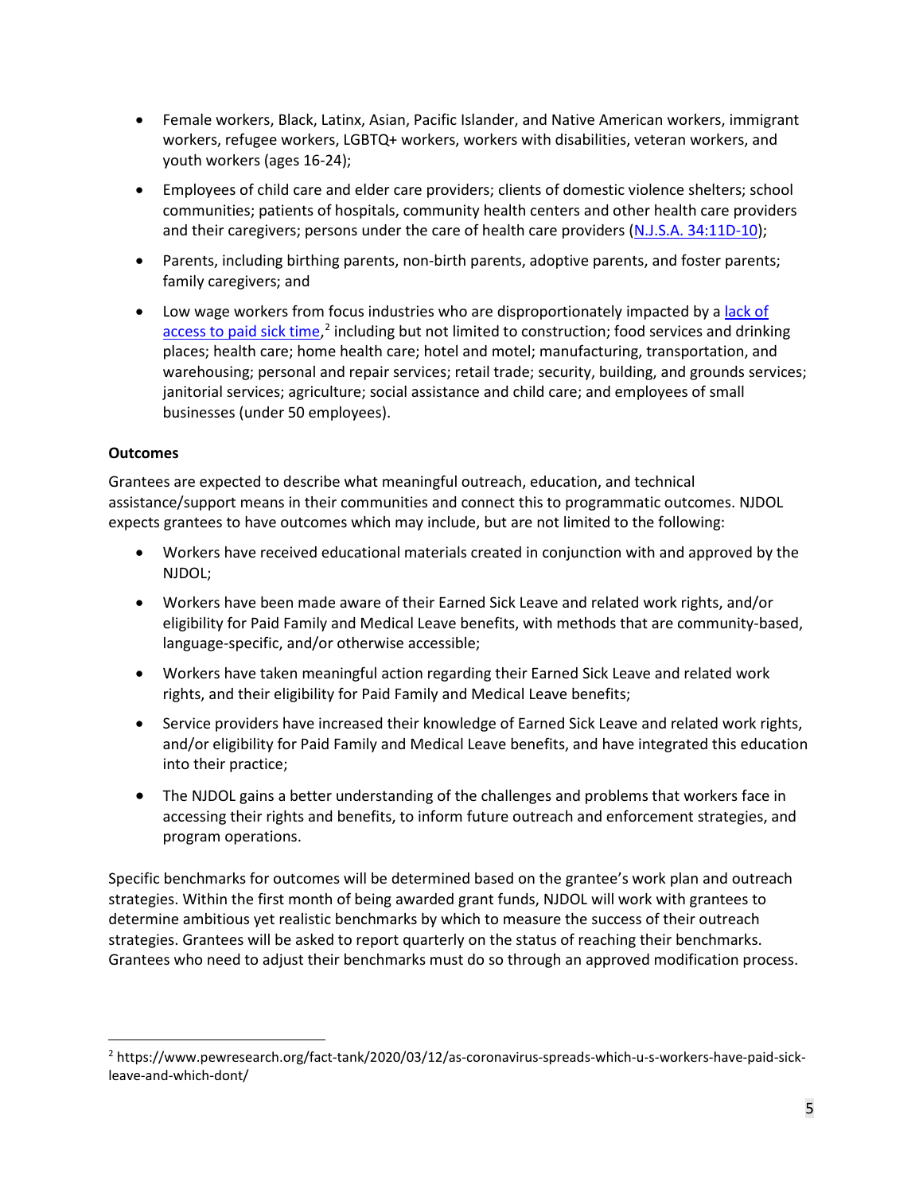- Female workers, Black, Latinx, Asian, Pacific Islander, and Native American workers, immigrant workers, refugee workers, LGBTQ+ workers, workers with disabilities, veteran workers, and youth workers (ages 16-24);
- Employees of child care and elder care providers; clients of domestic violence shelters; school communities; patients of hospitals, community health centers and other health care providers and their caregivers; persons under the care of health care providers (N.J.S.A. 34:11D-10);
- Parents, including birthing parents, non-birth parents, adoptive parents, and foster parents; family caregivers; and
- Low wage workers from focus industries who are disproportionately impacted by a lack of access to paid sick time,[2] including but not limited to construction; food services and drinking places; health care; home health care; hotel and motel; manufacturing, transportation, and warehousing; personal and repair services; retail trade; security, building, and grounds services; janitorial services; agriculture; social assistance and child care; and employees of small businesses (under 50 employees).

**Outcomes**

Grantees are expected to describe what meaningful outreach, education, and technical assistance/support means in their communities and connect this to programmatic outcomes. NJDOL expects grantees to have outcomes which may include, but are not limited to the following:

- Workers have received educational materials created in conjunction with and approved by the NJDOL;
- Workers have been made aware of their Earned Sick Leave and related work rights, and/or eligibility for Paid Family and Medical Leave benefits, with methods that are community-based, language-specific, and/or otherwise accessible;
- Workers have taken meaningful action regarding their Earned Sick Leave and related work rights, and their eligibility for Paid Family and Medical Leave benefits;
- Service providers have increased their knowledge of Earned Sick Leave and related work rights, and/or eligibility for Paid Family and Medical Leave benefits, and have integrated this education into their practice;
- The NJDOL gains a better understanding of the challenges and problems that workers face in accessing their rights and benefits, to inform future outreach and enforcement strategies, and program operations.

Specific benchmarks for outcomes will be determined based on the grantee's work plan and outreach strategies. Within the first month of being awarded grant funds, NJDOL will work with grantees to determine ambitious yet realistic benchmarks by which to measure the success of their outreach strategies. Grantees will be asked to report quarterly on the status of reaching their benchmarks. Grantees who need to adjust their benchmarks must do so through an approved modification process.

---

[2] https://www.pewresearch.org/fact-tank/2020/03/12/as-coronavirus-spreads-which-u-s-workers-have-paid-sick-leave-and-which-dont/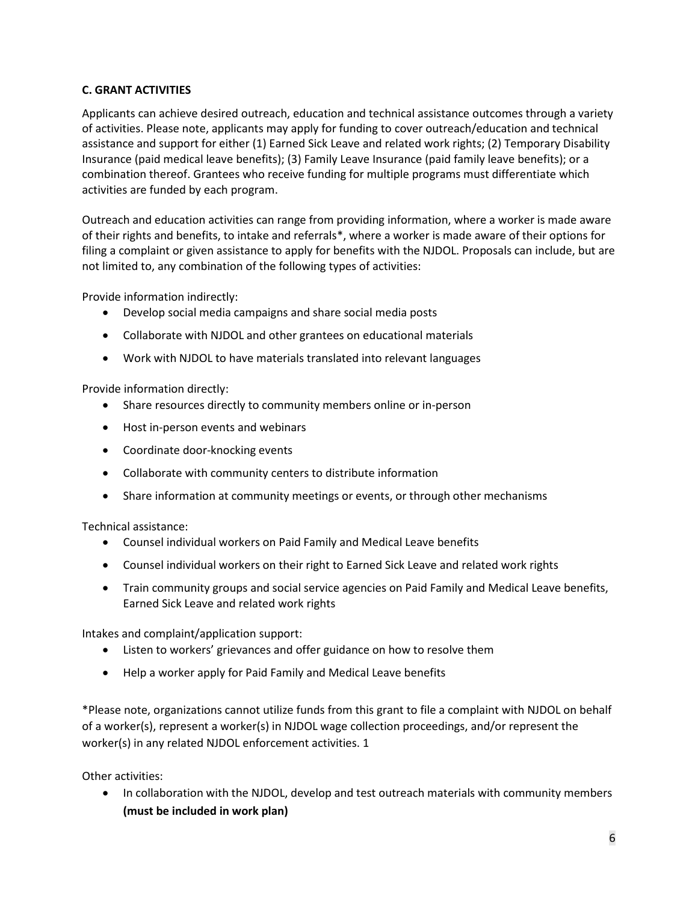### C. GRANT ACTIVITIES

Applicants can achieve desired outreach, education and technical assistance outcomes through a variety of activities. Please note, applicants may apply for funding to cover outreach/education and technical assistance and support for either (1) Earned Sick Leave and related work rights; (2) Temporary Disability Insurance (paid medical leave benefits); (3) Family Leave Insurance (paid family leave benefits); or a combination thereof. Grantees who receive funding for multiple programs must differentiate which activities are funded by each program.

Outreach and education activities can range from providing information, where a worker is made aware of their rights and benefits, to intake and referrals*, where a worker is made aware of their options for filing a complaint or given assistance to apply for benefits with the NJDOL. Proposals can include, but are not limited to, any combination of the following types of activities:

Provide information indirectly:

- Develop social media campaigns and share social media posts
- Collaborate with NJDOL and other grantees on educational materials
- Work with NJDOL to have materials translated into relevant languages

Provide information directly:

- Share resources directly to community members online or in-person
- Host in-person events and webinars
- Coordinate door-knocking events
- Collaborate with community centers to distribute information
- Share information at community meetings or events, or through other mechanisms

Technical assistance:

- Counsel individual workers on Paid Family and Medical Leave benefits
- Counsel individual workers on their right to Earned Sick Leave and related work rights
- Train community groups and social service agencies on Paid Family and Medical Leave benefits, Earned Sick Leave and related work rights

Intakes and complaint/application support:

- Listen to workers' grievances and offer guidance on how to resolve them
- Help a worker apply for Paid Family and Medical Leave benefits

*Please note, organizations cannot utilize funds from this grant to file a complaint with NJDOL on behalf of a worker(s), represent a worker(s) in NJDOL wage collection proceedings, and/or represent the worker(s) in any related NJDOL enforcement activities. 1

Other activities:

- In collaboration with the NJDOL, develop and test outreach materials with community members **(must be included in work plan)**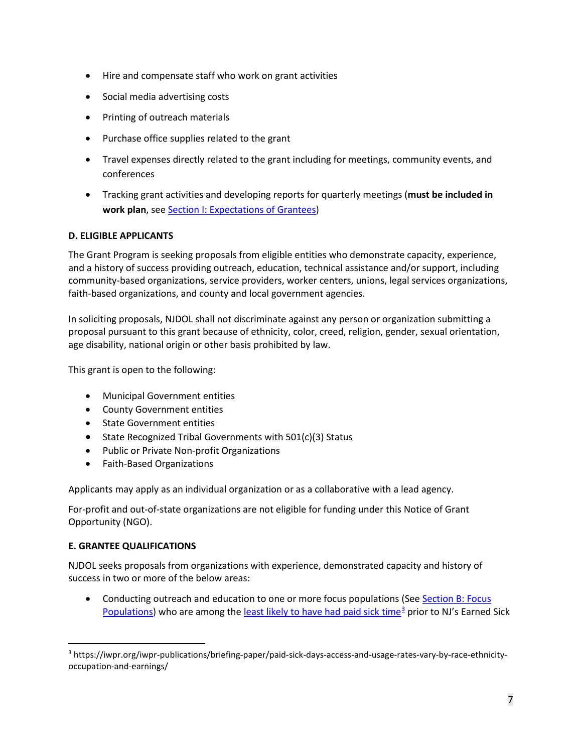- Hire and compensate staff who work on grant activities
- Social media advertising costs
- Printing of outreach materials
- Purchase office supplies related to the grant
- Travel expenses directly related to the grant including for meetings, community events, and conferences
- Tracking grant activities and developing reports for quarterly meetings (**must be included in work plan**, see Section I: Expectations of Grantees)

### D. ELIGIBLE APPLICANTS

The Grant Program is seeking proposals from eligible entities who demonstrate capacity, experience, and a history of success providing outreach, education, technical assistance and/or support, including community-based organizations, service providers, worker centers, unions, legal services organizations, faith-based organizations, and county and local government agencies.

In soliciting proposals, NJDOL shall not discriminate against any person or organization submitting a proposal pursuant to this grant because of ethnicity, color, creed, religion, gender, sexual orientation, age disability, national origin or other basis prohibited by law.

This grant is open to the following:

- Municipal Government entities
- County Government entities
- State Government entities
- State Recognized Tribal Governments with 501(c)(3) Status
- Public or Private Non-profit Organizations
- Faith-Based Organizations

Applicants may apply as an individual organization or as a collaborative with a lead agency.

For-profit and out-of-state organizations are not eligible for funding under this Notice of Grant Opportunity (NGO).

### E. GRANTEE QUALIFICATIONS

NJDOL seeks proposals from organizations with experience, demonstrated capacity and history of success in two or more of the below areas:

- Conducting outreach and education to one or more focus populations (See Section B: Focus Populations) who are among the least likely to have had paid sick time[3] prior to NJ's Earned Sick

[3] https://iwpr.org/iwpr-publications/briefing-paper/paid-sick-days-access-and-usage-rates-vary-by-race-ethnicity-occupation-and-earnings/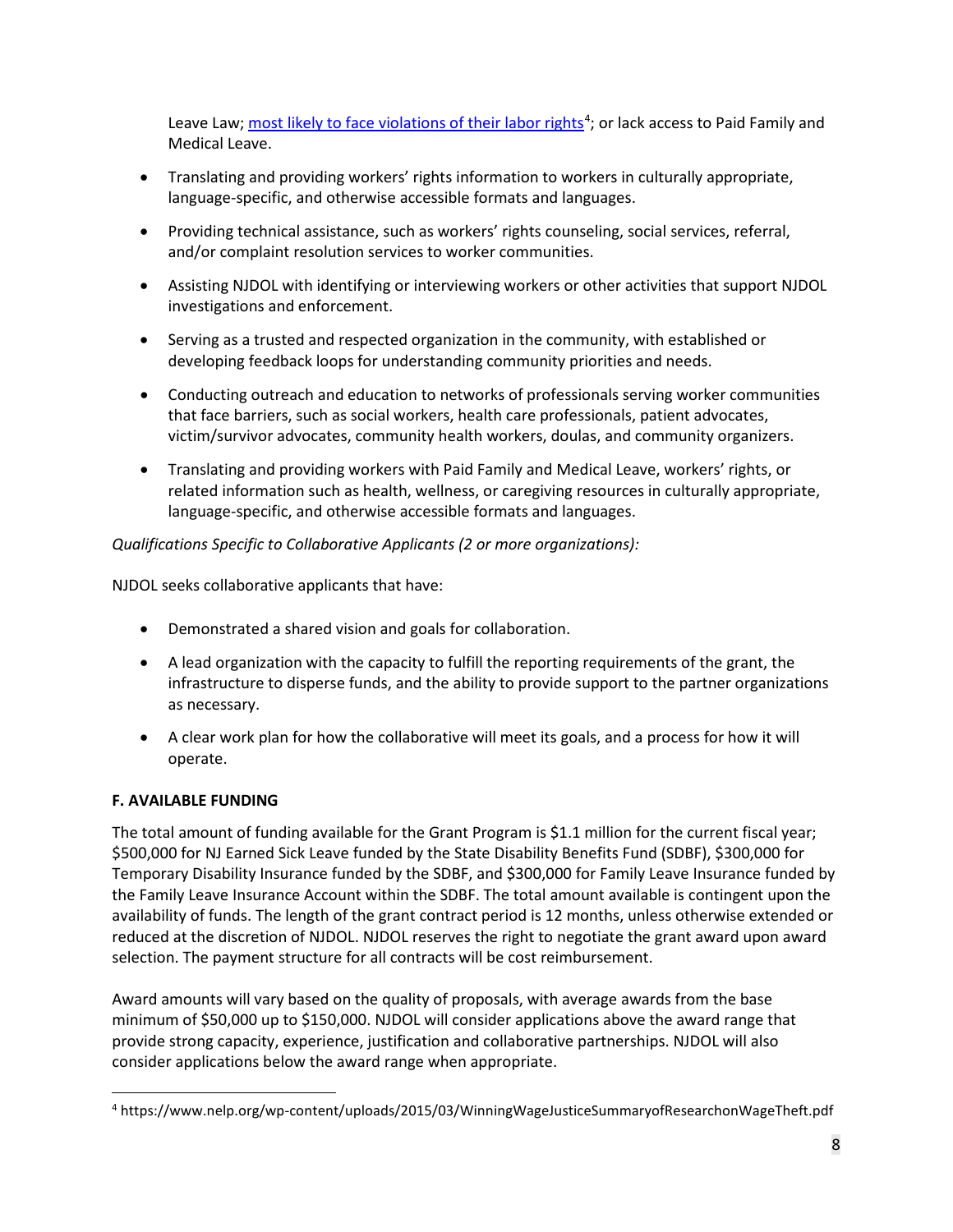Leave Law; [most likely to face violations of their labor rights](https://www.nelp.org/wp-content/uploads/2015/03/WinningWageJusticeSummaryofResearchonWageTheft.pdf)[4]; or lack access to Paid Family and Medical Leave.

- Translating and providing workers' rights information to workers in culturally appropriate, language-specific, and otherwise accessible formats and languages.
- Providing technical assistance, such as workers' rights counseling, social services, referral, and/or complaint resolution services to worker communities.
- Assisting NJDOL with identifying or interviewing workers or other activities that support NJDOL investigations and enforcement.
- Serving as a trusted and respected organization in the community, with established or developing feedback loops for understanding community priorities and needs.
- Conducting outreach and education to networks of professionals serving worker communities that face barriers, such as social workers, health care professionals, patient advocates, victim/survivor advocates, community health workers, doulas, and community organizers.
- Translating and providing workers with Paid Family and Medical Leave, workers' rights, or related information such as health, wellness, or caregiving resources in culturally appropriate, language-specific, and otherwise accessible formats and languages.

*Qualifications Specific to Collaborative Applicants (2 or more organizations):*

NJDOL seeks collaborative applicants that have:

- Demonstrated a shared vision and goals for collaboration.
- A lead organization with the capacity to fulfill the reporting requirements of the grant, the infrastructure to disperse funds, and the ability to provide support to the partner organizations as necessary.
- A clear work plan for how the collaborative will meet its goals, and a process for how it will operate.

**F. AVAILABLE FUNDING**

The total amount of funding available for the Grant Program is $1.1 million for the current fiscal year; $500,000 for NJ Earned Sick Leave funded by the State Disability Benefits Fund (SDBF), $300,000 for Temporary Disability Insurance funded by the SDBF, and $300,000 for Family Leave Insurance funded by the Family Leave Insurance Account within the SDBF. The total amount available is contingent upon the availability of funds. The length of the grant contract period is 12 months, unless otherwise extended or reduced at the discretion of NJDOL. NJDOL reserves the right to negotiate the grant award upon award selection. The payment structure for all contracts will be cost reimbursement.

Award amounts will vary based on the quality of proposals, with average awards from the base minimum of $50,000 up to $150,000. NJDOL will consider applications above the award range that provide strong capacity, experience, justification and collaborative partnerships. NJDOL will also consider applications below the award range when appropriate.

[4] https://www.nelp.org/wp-content/uploads/2015/03/WinningWageJusticeSummaryofResearchonWageTheft.pdf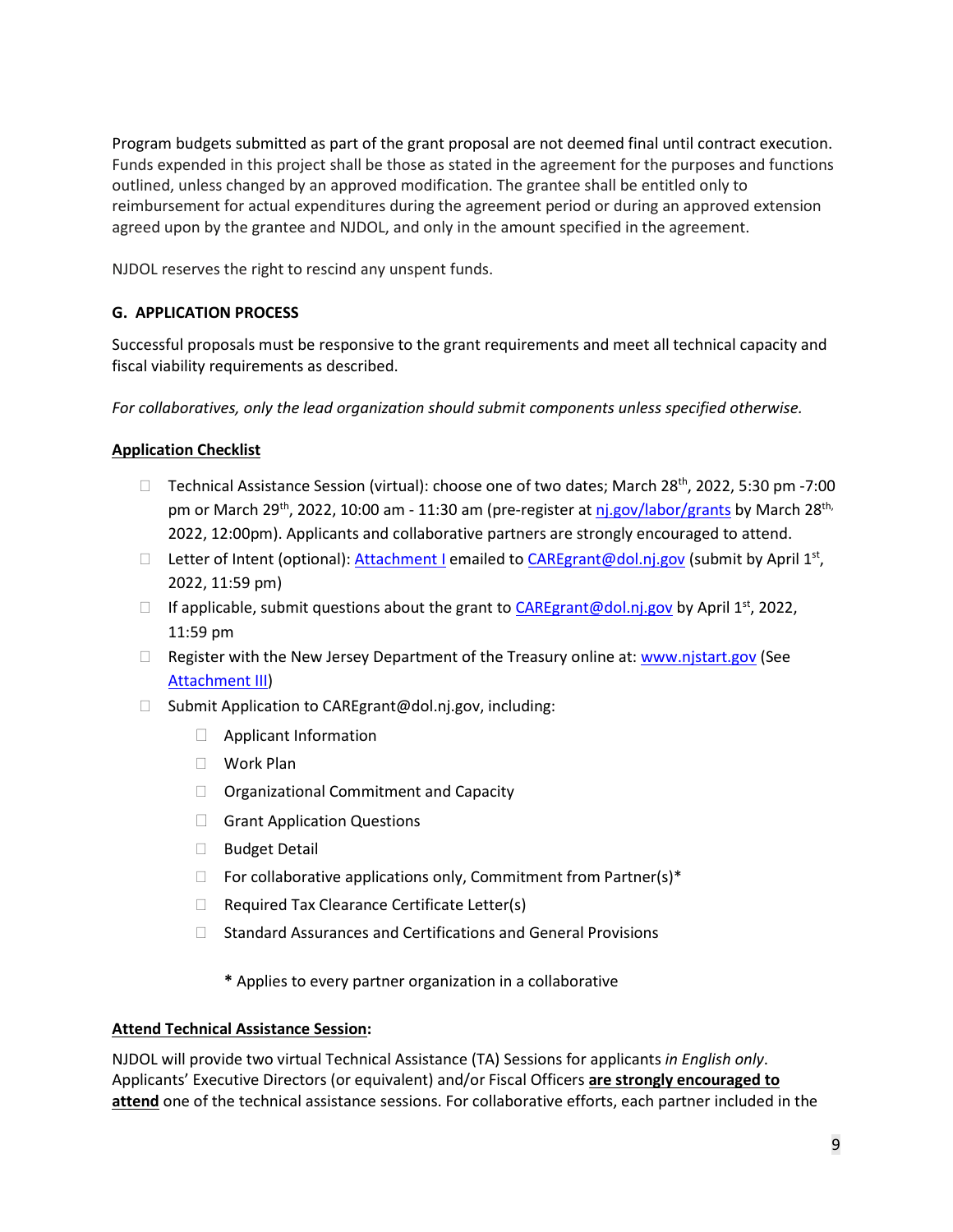Program budgets submitted as part of the grant proposal are not deemed final until contract execution. Funds expended in this project shall be those as stated in the agreement for the purposes and functions outlined, unless changed by an approved modification. The grantee shall be entitled only to reimbursement for actual expenditures during the agreement period or during an approved extension agreed upon by the grantee and NJDOL, and only in the amount specified in the agreement.

NJDOL reserves the right to rescind any unspent funds.

### G. APPLICATION PROCESS

Successful proposals must be responsive to the grant requirements and meet all technical capacity and fiscal viability requirements as described.

*For collaboratives, only the lead organization should submit components unless specified otherwise.*

**Application Checklist**

- ☐ Technical Assistance Session (virtual): choose one of two dates; March 28th, 2022, 5:30 pm -7:00 pm or March 29th, 2022, 10:00 am - 11:30 am (pre-register at nj.gov/labor/grants by March 28th, 2022, 12:00pm). Applicants and collaborative partners are strongly encouraged to attend.
- ☐ Letter of Intent (optional): Attachment I emailed to CAREgrant@dol.nj.gov (submit by April 1st, 2022, 11:59 pm)
- ☐ If applicable, submit questions about the grant to CAREgrant@dol.nj.gov by April 1st, 2022, 11:59 pm
- ☐ Register with the New Jersey Department of the Treasury online at: www.njstart.gov (See Attachment III)
- ☐ Submit Application to CAREgrant@dol.nj.gov, including:
  - ☐ Applicant Information
  - ☐ Work Plan
  - ☐ Organizational Commitment and Capacity
  - ☐ Grant Application Questions
  - ☐ Budget Detail
  - ☐ For collaborative applications only, Commitment from Partner(s)*
  - ☐ Required Tax Clearance Certificate Letter(s)
  - ☐ Standard Assurances and Certifications and General Provisions

  **\*** Applies to every partner organization in a collaborative

**Attend Technical Assistance Session:**

NJDOL will provide two virtual Technical Assistance (TA) Sessions for applicants *in English only*. Applicants' Executive Directors (or equivalent) and/or Fiscal Officers **are strongly encouraged to attend** one of the technical assistance sessions. For collaborative efforts, each partner included in the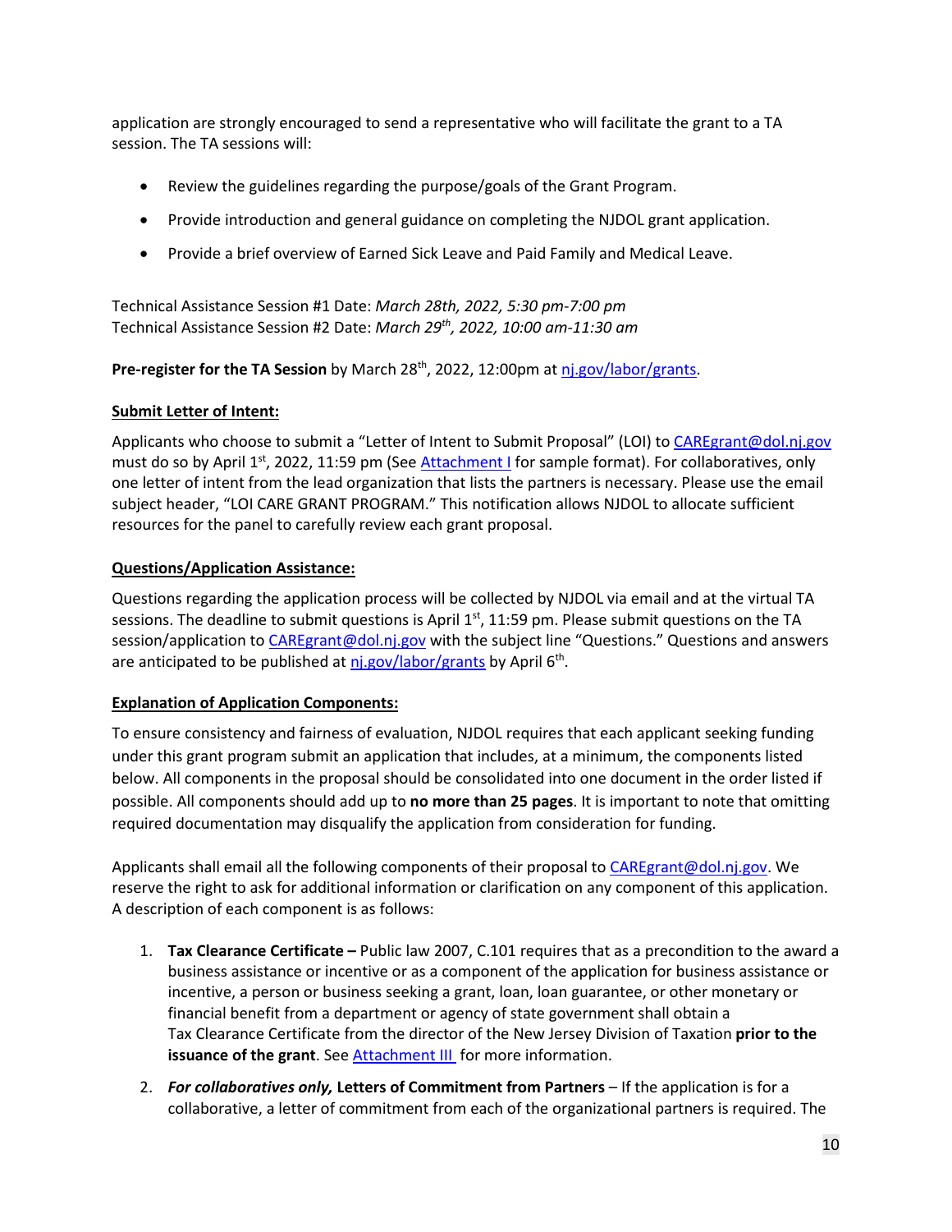application are strongly encouraged to send a representative who will facilitate the grant to a TA session. The TA sessions will:

- Review the guidelines regarding the purpose/goals of the Grant Program.
- Provide introduction and general guidance on completing the NJDOL grant application.
- Provide a brief overview of Earned Sick Leave and Paid Family and Medical Leave.

Technical Assistance Session #1 Date: *March 28th, 2022, 5:30 pm-7:00 pm*
Technical Assistance Session #2 Date: *March 29th, 2022, 10:00 am-11:30 am*

**Pre-register for the TA Session** by March 28th, 2022, 12:00pm at nj.gov/labor/grants.

**Submit Letter of Intent:**

Applicants who choose to submit a "Letter of Intent to Submit Proposal" (LOI) to CAREgrant@dol.nj.gov must do so by April 1st, 2022, 11:59 pm (See Attachment I for sample format). For collaboratives, only one letter of intent from the lead organization that lists the partners is necessary. Please use the email subject header, "LOI CARE GRANT PROGRAM." This notification allows NJDOL to allocate sufficient resources for the panel to carefully review each grant proposal.

**Questions/Application Assistance:**

Questions regarding the application process will be collected by NJDOL via email and at the virtual TA sessions. The deadline to submit questions is April 1st, 11:59 pm. Please submit questions on the TA session/application to CAREgrant@dol.nj.gov with the subject line "Questions." Questions and answers are anticipated to be published at nj.gov/labor/grants by April 6th.

**Explanation of Application Components:**

To ensure consistency and fairness of evaluation, NJDOL requires that each applicant seeking funding under this grant program submit an application that includes, at a minimum, the components listed below. All components in the proposal should be consolidated into one document in the order listed if possible. All components should add up to **no more than 25 pages**. It is important to note that omitting required documentation may disqualify the application from consideration for funding.

Applicants shall email all the following components of their proposal to CAREgrant@dol.nj.gov. We reserve the right to ask for additional information or clarification on any component of this application. A description of each component is as follows:

1. **Tax Clearance Certificate –** Public law 2007, C.101 requires that as a precondition to the award a business assistance or incentive or as a component of the application for business assistance or incentive, a person or business seeking a grant, loan, loan guarantee, or other monetary or financial benefit from a department or agency of state government shall obtain a Tax Clearance Certificate from the director of the New Jersey Division of Taxation **prior to the issuance of the grant**. See Attachment III for more information.
2. ***For collaboratives only,* Letters of Commitment from Partners** – If the application is for a collaborative, a letter of commitment from each of the organizational partners is required. The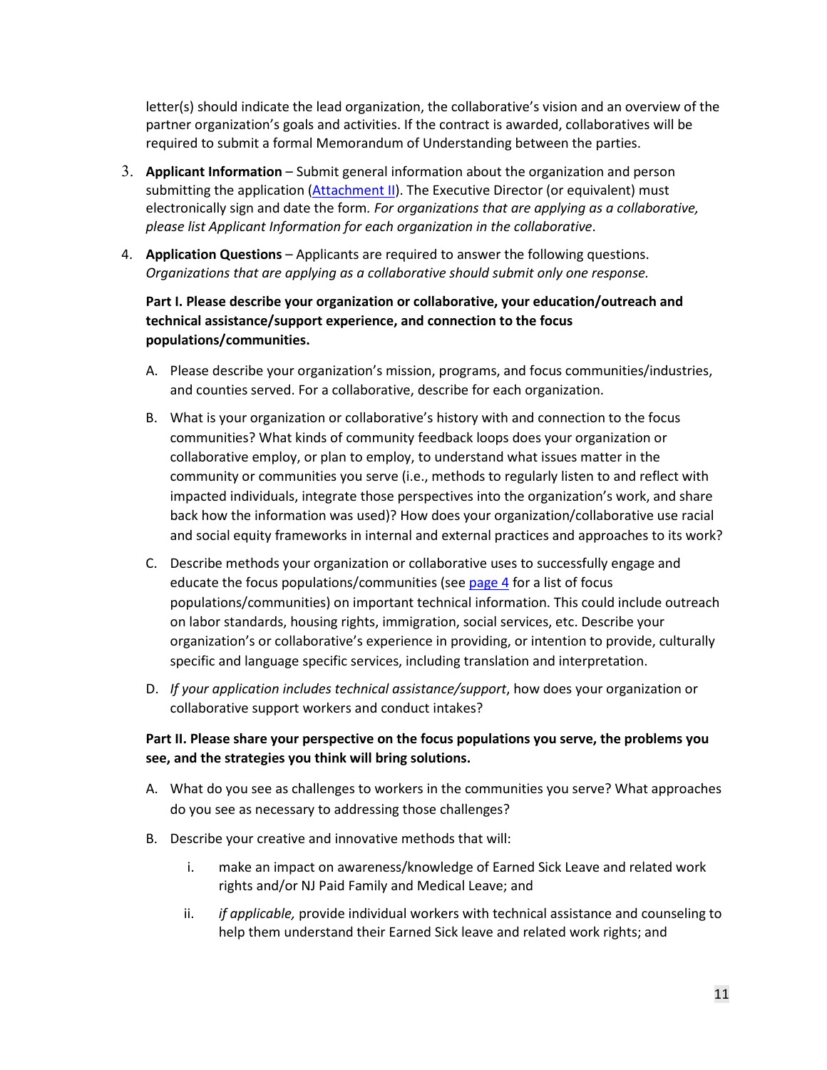letter(s) should indicate the lead organization, the collaborative's vision and an overview of the partner organization's goals and activities. If the contract is awarded, collaboratives will be required to submit a formal Memorandum of Understanding between the parties.

3. **Applicant Information** – Submit general information about the organization and person submitting the application (Attachment II). The Executive Director (or equivalent) must electronically sign and date the form. *For organizations that are applying as a collaborative, please list Applicant Information for each organization in the collaborative*.

4. **Application Questions** – Applicants are required to answer the following questions. *Organizations that are applying as a collaborative should submit only one response.*

   **Part I. Please describe your organization or collaborative, your education/outreach and technical assistance/support experience, and connection to the focus populations/communities.**

   A. Please describe your organization's mission, programs, and focus communities/industries, and counties served. For a collaborative, describe for each organization.

   B. What is your organization or collaborative's history with and connection to the focus communities? What kinds of community feedback loops does your organization or collaborative employ, or plan to employ, to understand what issues matter in the community or communities you serve (i.e., methods to regularly listen to and reflect with impacted individuals, integrate those perspectives into the organization's work, and share back how the information was used)? How does your organization/collaborative use racial and social equity frameworks in internal and external practices and approaches to its work?

   C. Describe methods your organization or collaborative uses to successfully engage and educate the focus populations/communities (see page 4 for a list of focus populations/communities) on important technical information. This could include outreach on labor standards, housing rights, immigration, social services, etc. Describe your organization's or collaborative's experience in providing, or intention to provide, culturally specific and language specific services, including translation and interpretation.

   D. *If your application includes technical assistance/support*, how does your organization or collaborative support workers and conduct intakes?

   **Part II. Please share your perspective on the focus populations you serve, the problems you see, and the strategies you think will bring solutions.**

   A. What do you see as challenges to workers in the communities you serve? What approaches do you see as necessary to addressing those challenges?

   B. Describe your creative and innovative methods that will:

      i. make an impact on awareness/knowledge of Earned Sick Leave and related work rights and/or NJ Paid Family and Medical Leave; and

      ii. *if applicable,* provide individual workers with technical assistance and counseling to help them understand their Earned Sick leave and related work rights; and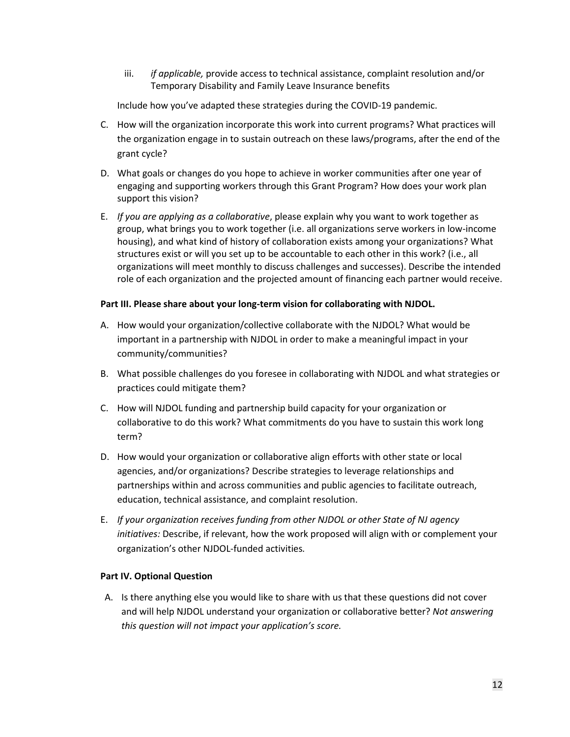iii. *if applicable,* provide access to technical assistance, complaint resolution and/or Temporary Disability and Family Leave Insurance benefits

Include how you've adapted these strategies during the COVID-19 pandemic.

C. How will the organization incorporate this work into current programs? What practices will the organization engage in to sustain outreach on these laws/programs, after the end of the grant cycle?

D. What goals or changes do you hope to achieve in worker communities after one year of engaging and supporting workers through this Grant Program? How does your work plan support this vision?

E. *If you are applying as a collaborative*, please explain why you want to work together as group, what brings you to work together (i.e. all organizations serve workers in low-income housing), and what kind of history of collaboration exists among your organizations? What structures exist or will you set up to be accountable to each other in this work? (i.e., all organizations will meet monthly to discuss challenges and successes). Describe the intended role of each organization and the projected amount of financing each partner would receive.

**Part III. Please share about your long-term vision for collaborating with NJDOL.**

A. How would your organization/collective collaborate with the NJDOL? What would be important in a partnership with NJDOL in order to make a meaningful impact in your community/communities?

B. What possible challenges do you foresee in collaborating with NJDOL and what strategies or practices could mitigate them?

C. How will NJDOL funding and partnership build capacity for your organization or collaborative to do this work? What commitments do you have to sustain this work long term?

D. How would your organization or collaborative align efforts with other state or local agencies, and/or organizations? Describe strategies to leverage relationships and partnerships within and across communities and public agencies to facilitate outreach, education, technical assistance, and complaint resolution.

E. *If your organization receives funding from other NJDOL or other State of NJ agency initiatives:* Describe, if relevant, how the work proposed will align with or complement your organization's other NJDOL-funded activities.

**Part IV. Optional Question**

A. Is there anything else you would like to share with us that these questions did not cover and will help NJDOL understand your organization or collaborative better? *Not answering this question will not impact your application's score.*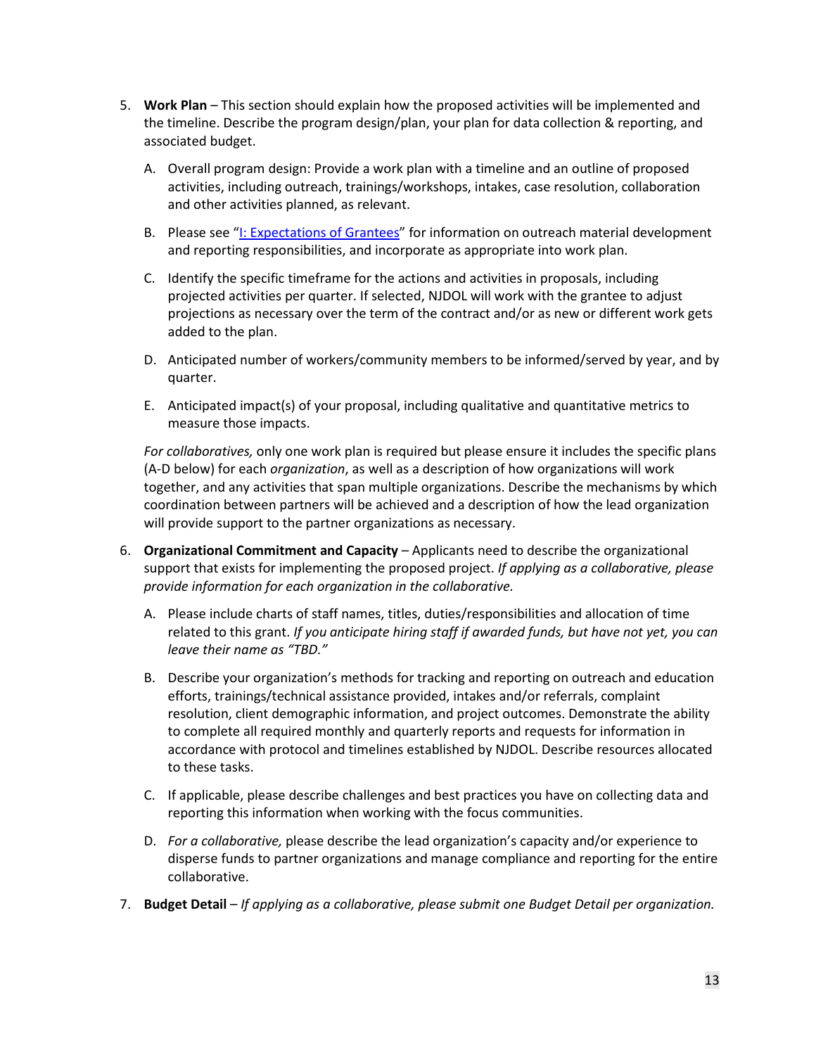5. **Work Plan** – This section should explain how the proposed activities will be implemented and the timeline. Describe the program design/plan, your plan for data collection & reporting, and associated budget.

   A. Overall program design: Provide a work plan with a timeline and an outline of proposed activities, including outreach, trainings/workshops, intakes, case resolution, collaboration and other activities planned, as relevant.

   B. Please see "I: Expectations of Grantees" for information on outreach material development and reporting responsibilities, and incorporate as appropriate into work plan.

   C. Identify the specific timeframe for the actions and activities in proposals, including projected activities per quarter. If selected, NJDOL will work with the grantee to adjust projections as necessary over the term of the contract and/or as new or different work gets added to the plan.

   D. Anticipated number of workers/community members to be informed/served by year, and by quarter.

   E. Anticipated impact(s) of your proposal, including qualitative and quantitative metrics to measure those impacts.

   *For collaboratives,* only one work plan is required but please ensure it includes the specific plans (A-D below) for each *organization*, as well as a description of how organizations will work together, and any activities that span multiple organizations. Describe the mechanisms by which coordination between partners will be achieved and a description of how the lead organization will provide support to the partner organizations as necessary.

6. **Organizational Commitment and Capacity** – Applicants need to describe the organizational support that exists for implementing the proposed project. *If applying as a collaborative, please provide information for each organization in the collaborative.*

   A. Please include charts of staff names, titles, duties/responsibilities and allocation of time related to this grant. *If you anticipate hiring staff if awarded funds, but have not yet, you can leave their name as "TBD."*

   B. Describe your organization's methods for tracking and reporting on outreach and education efforts, trainings/technical assistance provided, intakes and/or referrals, complaint resolution, client demographic information, and project outcomes. Demonstrate the ability to complete all required monthly and quarterly reports and requests for information in accordance with protocol and timelines established by NJDOL. Describe resources allocated to these tasks.

   C. If applicable, please describe challenges and best practices you have on collecting data and reporting this information when working with the focus communities.

   D. *For a collaborative,* please describe the lead organization's capacity and/or experience to disperse funds to partner organizations and manage compliance and reporting for the entire collaborative.

7. **Budget Detail** – *If applying as a collaborative, please submit one Budget Detail per organization.*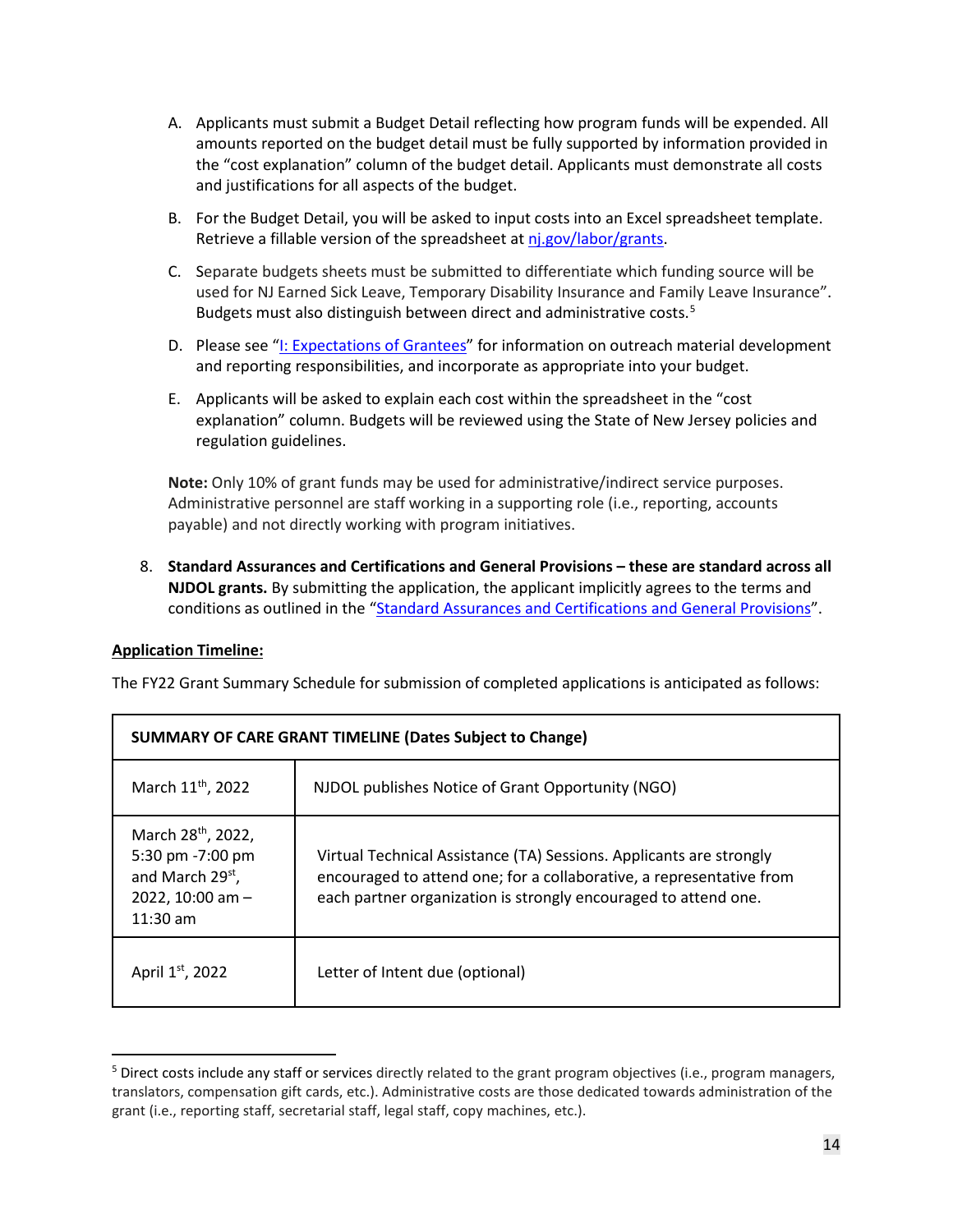A. Applicants must submit a Budget Detail reflecting how program funds will be expended. All amounts reported on the budget detail must be fully supported by information provided in the "cost explanation" column of the budget detail. Applicants must demonstrate all costs and justifications for all aspects of the budget.

B. For the Budget Detail, you will be asked to input costs into an Excel spreadsheet template. Retrieve a fillable version of the spreadsheet at nj.gov/labor/grants.

C. Separate budgets sheets must be submitted to differentiate which funding source will be used for NJ Earned Sick Leave, Temporary Disability Insurance and Family Leave Insurance". Budgets must also distinguish between direct and administrative costs.[5]

D. Please see "I: Expectations of Grantees" for information on outreach material development and reporting responsibilities, and incorporate as appropriate into your budget.

E. Applicants will be asked to explain each cost within the spreadsheet in the "cost explanation" column. Budgets will be reviewed using the State of New Jersey policies and regulation guidelines.

**Note:** Only 10% of grant funds may be used for administrative/indirect service purposes. Administrative personnel are staff working in a supporting role (i.e., reporting, accounts payable) and not directly working with program initiatives.

8. **Standard Assurances and Certifications and General Provisions – these are standard across all NJDOL grants.** By submitting the application, the applicant implicitly agrees to the terms and conditions as outlined in the "Standard Assurances and Certifications and General Provisions".

**Application Timeline:**

The FY22 Grant Summary Schedule for submission of completed applications is anticipated as follows:

| SUMMARY OF CARE GRANT TIMELINE (Dates Subject to Change) | |
|---|---|
| March 11th, 2022 | NJDOL publishes Notice of Grant Opportunity (NGO) |
| March 28th, 2022, 5:30 pm -7:00 pm and March 29st, 2022, 10:00 am – 11:30 am | Virtual Technical Assistance (TA) Sessions. Applicants are strongly encouraged to attend one; for a collaborative, a representative from each partner organization is strongly encouraged to attend one. |
| April 1st, 2022 | Letter of Intent due (optional) |

[5] Direct costs include any staff or services directly related to the grant program objectives (i.e., program managers, translators, compensation gift cards, etc.). Administrative costs are those dedicated towards administration of the grant (i.e., reporting staff, secretarial staff, legal staff, copy machines, etc.).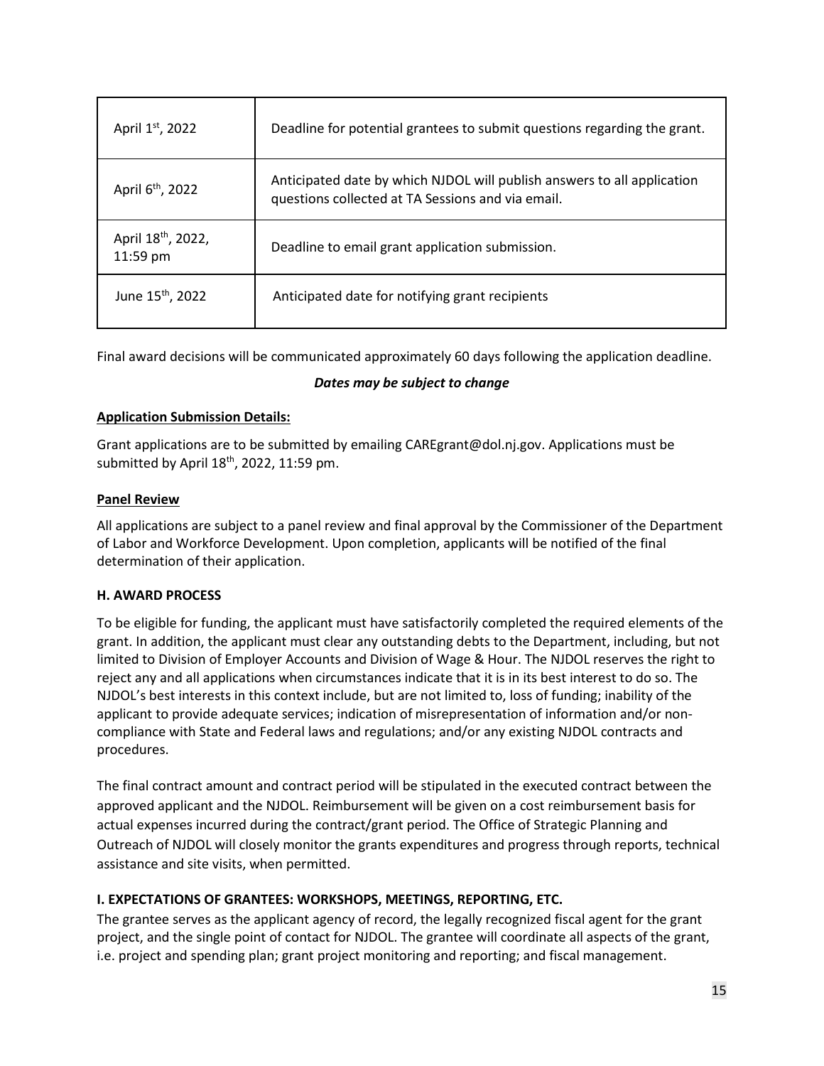| | |
|---|---|
| April 1st, 2022 | Deadline for potential grantees to submit questions regarding the grant. |
| April 6th, 2022 | Anticipated date by which NJDOL will publish answers to all application questions collected at TA Sessions and via email. |
| April 18th, 2022, 11:59 pm | Deadline to email grant application submission. |
| June 15th, 2022 | Anticipated date for notifying grant recipients |

Final award decisions will be communicated approximately 60 days following the application deadline.

***Dates may be subject to change***

**Application Submission Details:**

Grant applications are to be submitted by emailing CAREgrant@dol.nj.gov. Applications must be submitted by April 18th, 2022, 11:59 pm.

**Panel Review**

All applications are subject to a panel review and final approval by the Commissioner of the Department of Labor and Workforce Development. Upon completion, applicants will be notified of the final determination of their application.

### H. AWARD PROCESS

To be eligible for funding, the applicant must have satisfactorily completed the required elements of the grant. In addition, the applicant must clear any outstanding debts to the Department, including, but not limited to Division of Employer Accounts and Division of Wage & Hour. The NJDOL reserves the right to reject any and all applications when circumstances indicate that it is in its best interest to do so. The NJDOL's best interests in this context include, but are not limited to, loss of funding; inability of the applicant to provide adequate services; indication of misrepresentation of information and/or non-compliance with State and Federal laws and regulations; and/or any existing NJDOL contracts and procedures.

The final contract amount and contract period will be stipulated in the executed contract between the approved applicant and the NJDOL. Reimbursement will be given on a cost reimbursement basis for actual expenses incurred during the contract/grant period. The Office of Strategic Planning and Outreach of NJDOL will closely monitor the grants expenditures and progress through reports, technical assistance and site visits, when permitted.

### I. EXPECTATIONS OF GRANTEES: WORKSHOPS, MEETINGS, REPORTING, ETC.

The grantee serves as the applicant agency of record, the legally recognized fiscal agent for the grant project, and the single point of contact for NJDOL. The grantee will coordinate all aspects of the grant, i.e. project and spending plan; grant project monitoring and reporting; and fiscal management.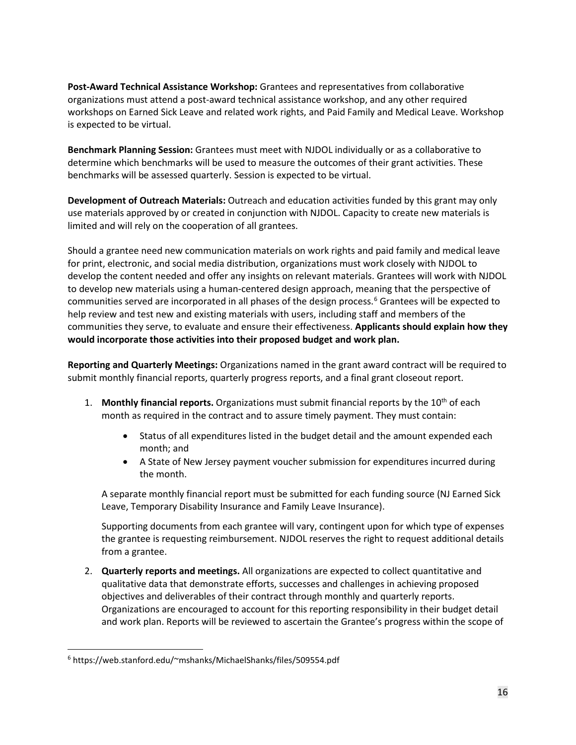**Post-Award Technical Assistance Workshop:** Grantees and representatives from collaborative organizations must attend a post-award technical assistance workshop, and any other required workshops on Earned Sick Leave and related work rights, and Paid Family and Medical Leave. Workshop is expected to be virtual.

**Benchmark Planning Session:** Grantees must meet with NJDOL individually or as a collaborative to determine which benchmarks will be used to measure the outcomes of their grant activities. These benchmarks will be assessed quarterly. Session is expected to be virtual.

**Development of Outreach Materials:** Outreach and education activities funded by this grant may only use materials approved by or created in conjunction with NJDOL. Capacity to create new materials is limited and will rely on the cooperation of all grantees.

Should a grantee need new communication materials on work rights and paid family and medical leave for print, electronic, and social media distribution, organizations must work closely with NJDOL to develop the content needed and offer any insights on relevant materials. Grantees will work with NJDOL to develop new materials using a human-centered design approach, meaning that the perspective of communities served are incorporated in all phases of the design process.[6] Grantees will be expected to help review and test new and existing materials with users, including staff and members of the communities they serve, to evaluate and ensure their effectiveness. **Applicants should explain how they would incorporate those activities into their proposed budget and work plan.**

**Reporting and Quarterly Meetings:** Organizations named in the grant award contract will be required to submit monthly financial reports, quarterly progress reports, and a final grant closeout report.

1. **Monthly financial reports.** Organizations must submit financial reports by the 10th of each month as required in the contract and to assure timely payment. They must contain:

    - Status of all expenditures listed in the budget detail and the amount expended each month; and
    - A State of New Jersey payment voucher submission for expenditures incurred during the month.

    A separate monthly financial report must be submitted for each funding source (NJ Earned Sick Leave, Temporary Disability Insurance and Family Leave Insurance).

    Supporting documents from each grantee will vary, contingent upon for which type of expenses the grantee is requesting reimbursement. NJDOL reserves the right to request additional details from a grantee.

2. **Quarterly reports and meetings.** All organizations are expected to collect quantitative and qualitative data that demonstrate efforts, successes and challenges in achieving proposed objectives and deliverables of their contract through monthly and quarterly reports. Organizations are encouraged to account for this reporting responsibility in their budget detail and work plan. Reports will be reviewed to ascertain the Grantee's progress within the scope of

[6] https://web.stanford.edu/~mshanks/MichaelShanks/files/509554.pdf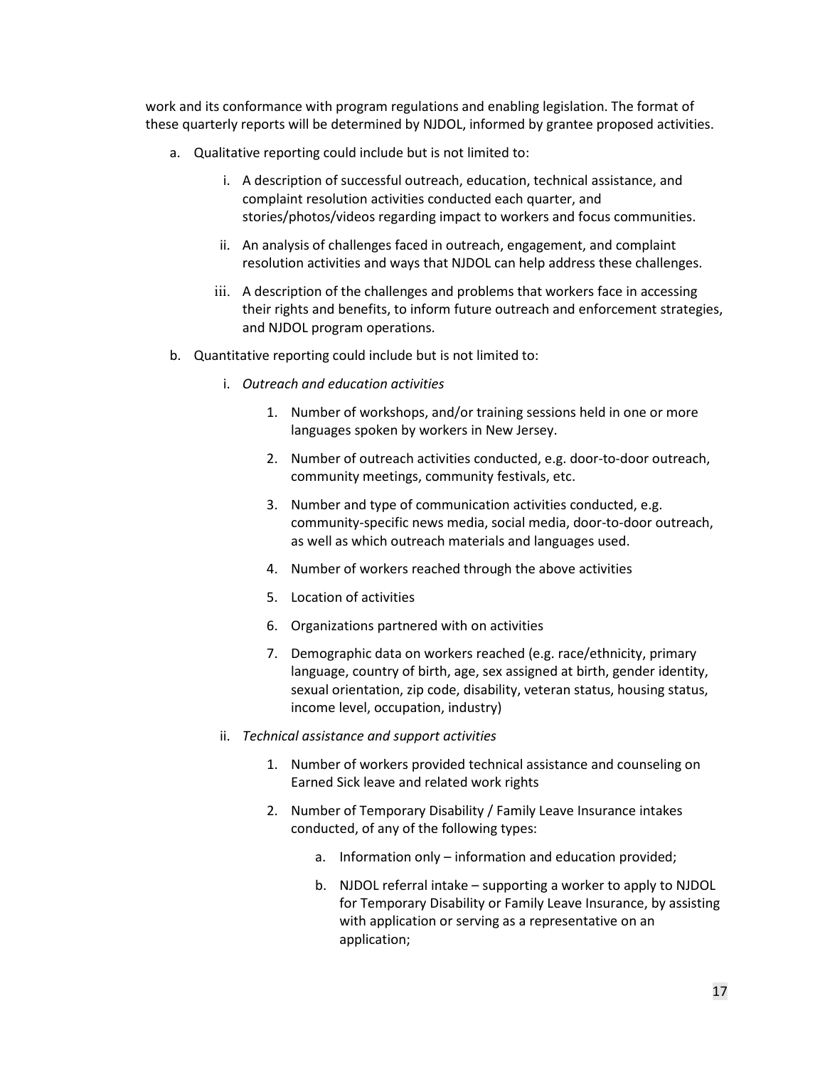work and its conformance with program regulations and enabling legislation. The format of these quarterly reports will be determined by NJDOL, informed by grantee proposed activities.

a. Qualitative reporting could include but is not limited to:

    i. A description of successful outreach, education, technical assistance, and complaint resolution activities conducted each quarter, and stories/photos/videos regarding impact to workers and focus communities.

    ii. An analysis of challenges faced in outreach, engagement, and complaint resolution activities and ways that NJDOL can help address these challenges.

    iii. A description of the challenges and problems that workers face in accessing their rights and benefits, to inform future outreach and enforcement strategies, and NJDOL program operations.

b. Quantitative reporting could include but is not limited to:

    i. *Outreach and education activities*

        1. Number of workshops, and/or training sessions held in one or more languages spoken by workers in New Jersey.

        2. Number of outreach activities conducted, e.g. door-to-door outreach, community meetings, community festivals, etc.

        3. Number and type of communication activities conducted, e.g. community-specific news media, social media, door-to-door outreach, as well as which outreach materials and languages used.

        4. Number of workers reached through the above activities

        5. Location of activities

        6. Organizations partnered with on activities

        7. Demographic data on workers reached (e.g. race/ethnicity, primary language, country of birth, age, sex assigned at birth, gender identity, sexual orientation, zip code, disability, veteran status, housing status, income level, occupation, industry)

    ii. *Technical assistance and support activities*

        1. Number of workers provided technical assistance and counseling on Earned Sick leave and related work rights

        2. Number of Temporary Disability / Family Leave Insurance intakes conducted, of any of the following types:

            a. Information only – information and education provided;

            b. NJDOL referral intake – supporting a worker to apply to NJDOL for Temporary Disability or Family Leave Insurance, by assisting with application or serving as a representative on an application;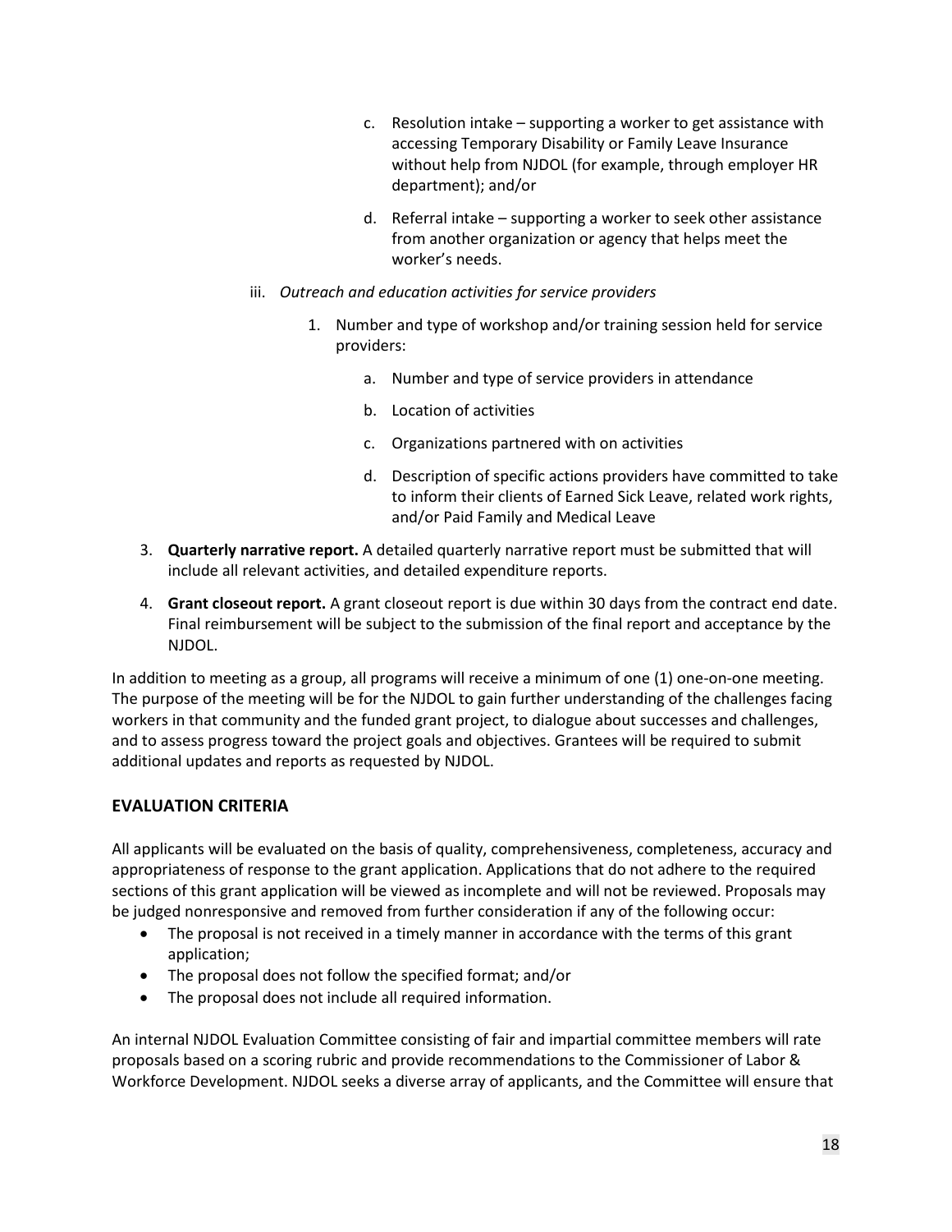c. Resolution intake – supporting a worker to get assistance with accessing Temporary Disability or Family Leave Insurance without help from NJDOL (for example, through employer HR department); and/or

d. Referral intake – supporting a worker to seek other assistance from another organization or agency that helps meet the worker's needs.

iii. *Outreach and education activities for service providers*

1. Number and type of workshop and/or training session held for service providers:

   a. Number and type of service providers in attendance

   b. Location of activities

   c. Organizations partnered with on activities

   d. Description of specific actions providers have committed to take to inform their clients of Earned Sick Leave, related work rights, and/or Paid Family and Medical Leave

3. **Quarterly narrative report.** A detailed quarterly narrative report must be submitted that will include all relevant activities, and detailed expenditure reports.

4. **Grant closeout report.** A grant closeout report is due within 30 days from the contract end date. Final reimbursement will be subject to the submission of the final report and acceptance by the NJDOL.

In addition to meeting as a group, all programs will receive a minimum of one (1) one-on-one meeting. The purpose of the meeting will be for the NJDOL to gain further understanding of the challenges facing workers in that community and the funded grant project, to dialogue about successes and challenges, and to assess progress toward the project goals and objectives. Grantees will be required to submit additional updates and reports as requested by NJDOL.

## EVALUATION CRITERIA

All applicants will be evaluated on the basis of quality, comprehensiveness, completeness, accuracy and appropriateness of response to the grant application. Applications that do not adhere to the required sections of this grant application will be viewed as incomplete and will not be reviewed. Proposals may be judged nonresponsive and removed from further consideration if any of the following occur:

- The proposal is not received in a timely manner in accordance with the terms of this grant application;
- The proposal does not follow the specified format; and/or
- The proposal does not include all required information.

An internal NJDOL Evaluation Committee consisting of fair and impartial committee members will rate proposals based on a scoring rubric and provide recommendations to the Commissioner of Labor & Workforce Development. NJDOL seeks a diverse array of applicants, and the Committee will ensure that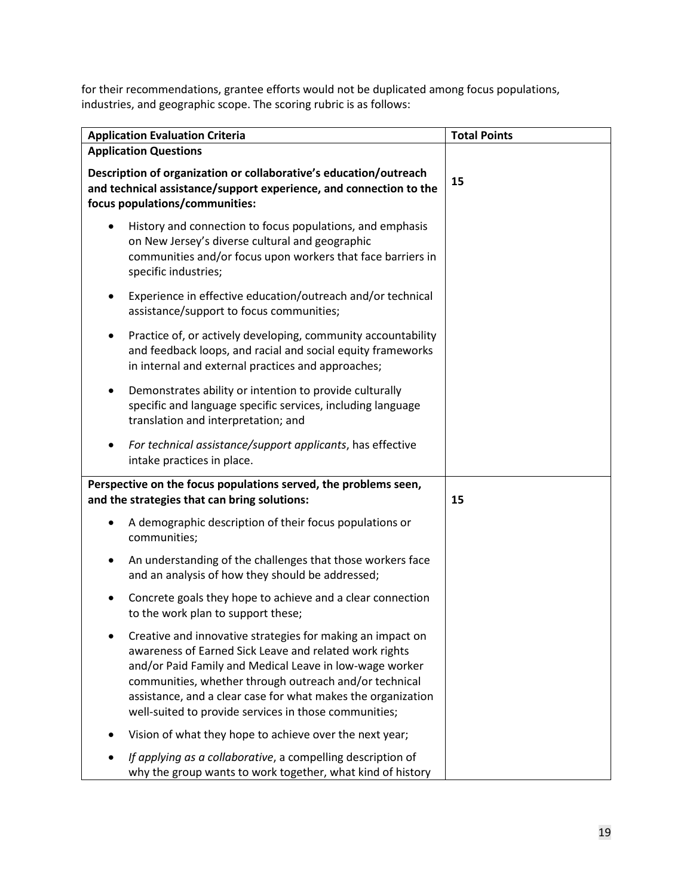for their recommendations, grantee efforts would not be duplicated among focus populations, industries, and geographic scope. The scoring rubric is as follows:

| Application Evaluation Criteria | Total Points |
|---|---|
| **Application Questions** | |
| **Description of organization or collaborative's education/outreach and technical assistance/support experience, and connection to the focus populations/communities:**<br>• History and connection to focus populations, and emphasis on New Jersey's diverse cultural and geographic communities and/or focus upon workers that face barriers in specific industries;<br>• Experience in effective education/outreach and/or technical assistance/support to focus communities;<br>• Practice of, or actively developing, community accountability and feedback loops, and racial and social equity frameworks in internal and external practices and approaches;<br>• Demonstrates ability or intention to provide culturally specific and language specific services, including language translation and interpretation; and<br>• *For technical assistance/support applicants*, has effective intake practices in place. | **15** |
| **Perspective on the focus populations served, the problems seen, and the strategies that can bring solutions:**<br>• A demographic description of their focus populations or communities;<br>• An understanding of the challenges that those workers face and an analysis of how they should be addressed;<br>• Concrete goals they hope to achieve and a clear connection to the work plan to support these;<br>• Creative and innovative strategies for making an impact on awareness of Earned Sick Leave and related work rights and/or Paid Family and Medical Leave in low-wage worker communities, whether through outreach and/or technical assistance, and a clear case for what makes the organization well-suited to provide services in those communities;<br>• Vision of what they hope to achieve over the next year;<br>• *If applying as a collaborative*, a compelling description of why the group wants to work together, what kind of history | **15** |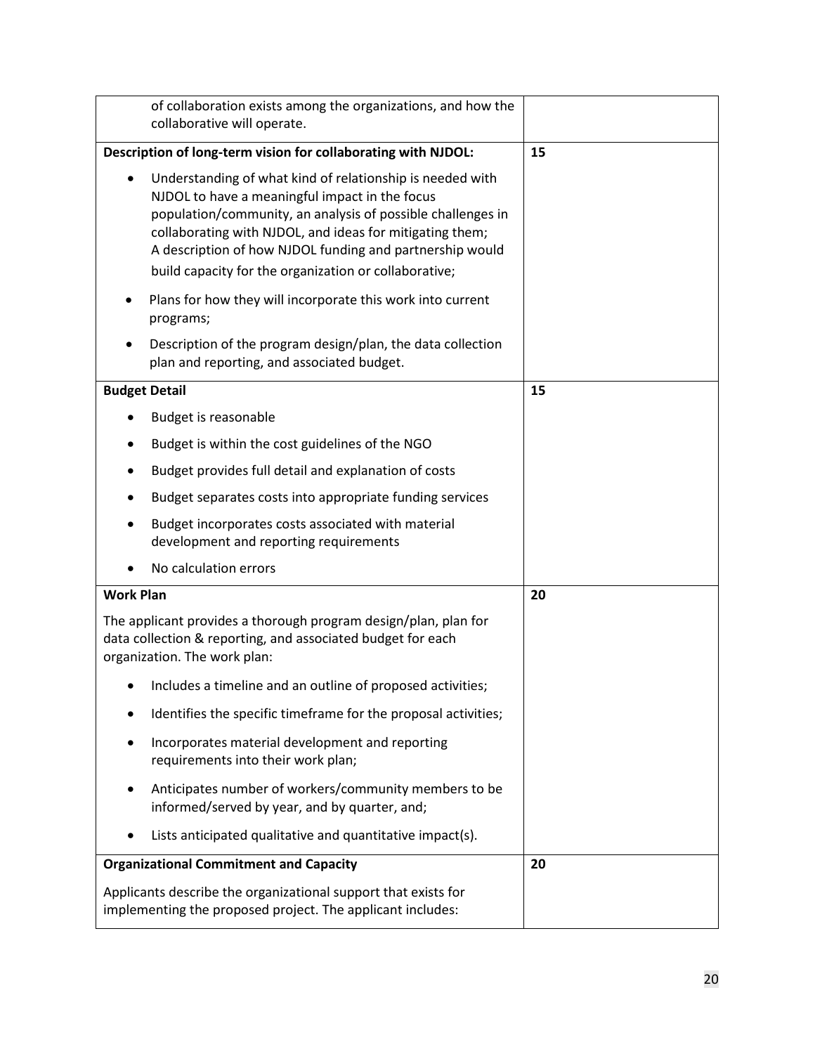| | |
|---|---|
| of collaboration exists among the organizations, and how the collaborative will operate. | |
| **Description of long-term vision for collaborating with NJDOL:** <br>• Understanding of what kind of relationship is needed with NJDOL to have a meaningful impact in the focus population/community, an analysis of possible challenges in collaborating with NJDOL, and ideas for mitigating them; A description of how NJDOL funding and partnership would build capacity for the organization or collaborative; <br>• Plans for how they will incorporate this work into current programs; <br>• Description of the program design/plan, the data collection plan and reporting, and associated budget. | **15** |
| **Budget Detail** <br>• Budget is reasonable <br>• Budget is within the cost guidelines of the NGO <br>• Budget provides full detail and explanation of costs <br>• Budget separates costs into appropriate funding services <br>• Budget incorporates costs associated with material development and reporting requirements <br>• No calculation errors | **15** |
| **Work Plan** <br>The applicant provides a thorough program design/plan, plan for data collection & reporting, and associated budget for each organization. The work plan: <br>• Includes a timeline and an outline of proposed activities; <br>• Identifies the specific timeframe for the proposal activities; <br>• Incorporates material development and reporting requirements into their work plan; <br>• Anticipates number of workers/community members to be informed/served by year, and by quarter, and; <br>• Lists anticipated qualitative and quantitative impact(s). | **20** |
| **Organizational Commitment and Capacity** <br>Applicants describe the organizational support that exists for implementing the proposed project. The applicant includes: | **20** |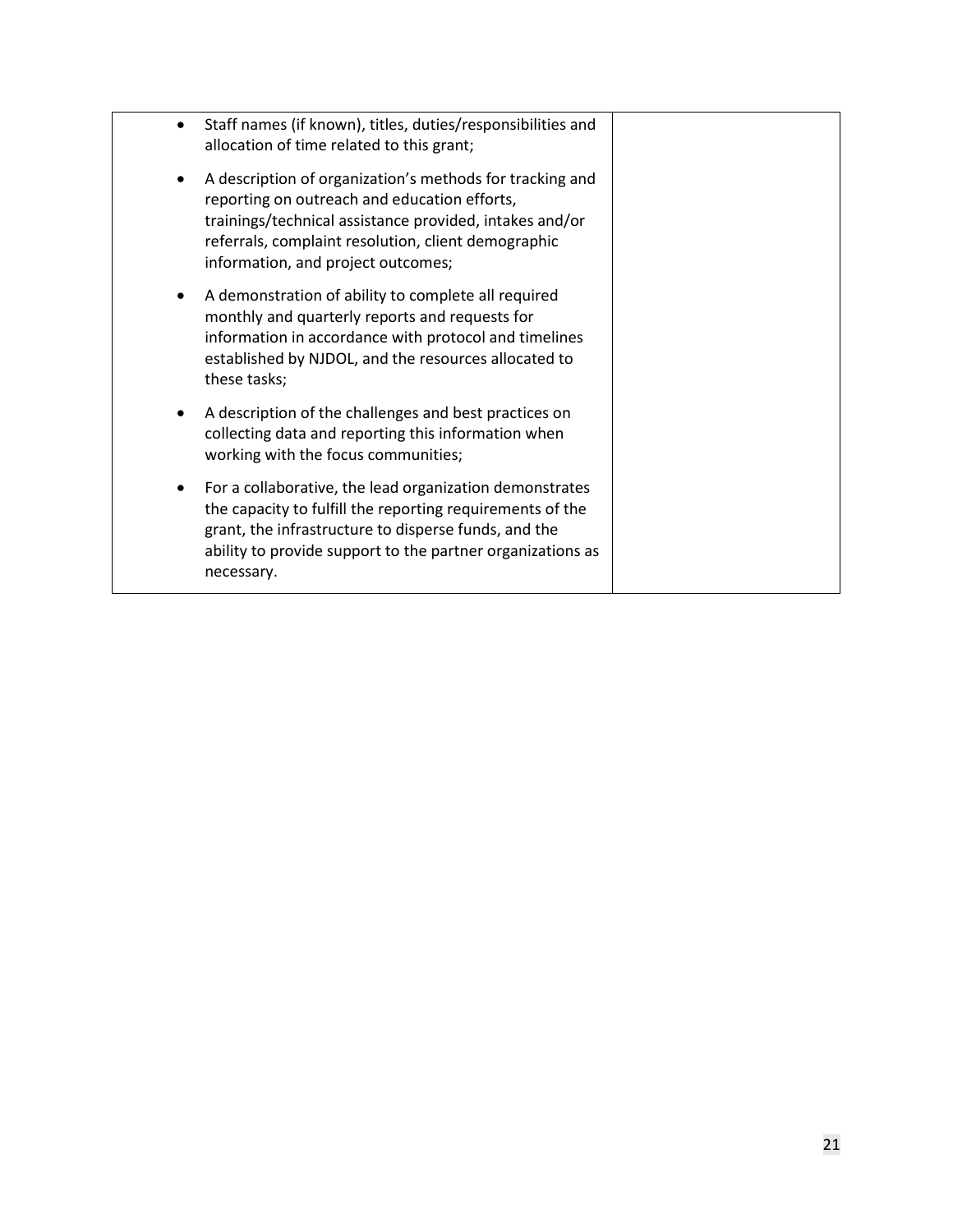| | |
|---|---|
| • Staff names (if known), titles, duties/responsibilities and allocation of time related to this grant;<br><br>• A description of organization's methods for tracking and reporting on outreach and education efforts, trainings/technical assistance provided, intakes and/or referrals, complaint resolution, client demographic information, and project outcomes;<br><br>• A demonstration of ability to complete all required monthly and quarterly reports and requests for information in accordance with protocol and timelines established by NJDOL, and the resources allocated to these tasks;<br><br>• A description of the challenges and best practices on collecting data and reporting this information when working with the focus communities;<br><br>• For a collaborative, the lead organization demonstrates the capacity to fulfill the reporting requirements of the grant, the infrastructure to disperse funds, and the ability to provide support to the partner organizations as necessary. | |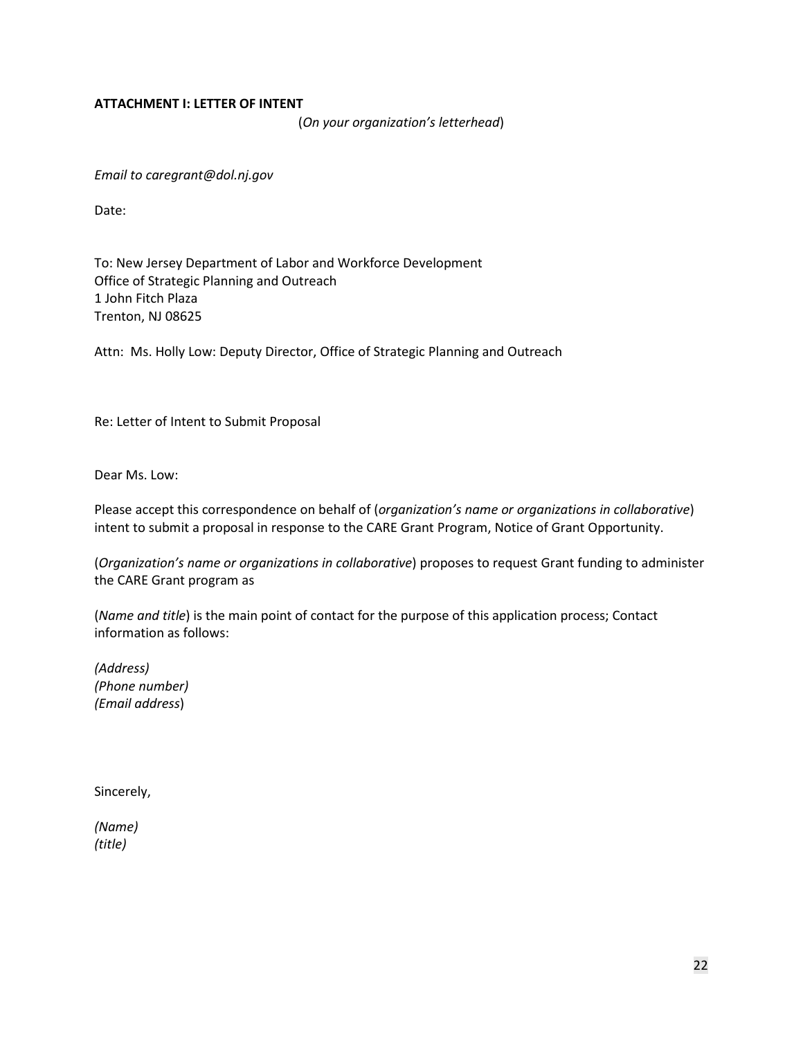**ATTACHMENT I: LETTER OF INTENT**

(*On your organization's letterhead*)

*Email to caregrant@dol.nj.gov*

Date:

To: New Jersey Department of Labor and Workforce Development
Office of Strategic Planning and Outreach
1 John Fitch Plaza
Trenton, NJ 08625

Attn: Ms. Holly Low: Deputy Director, Office of Strategic Planning and Outreach

Re: Letter of Intent to Submit Proposal

Dear Ms. Low:

Please accept this correspondence on behalf of (*organization's name or organizations in collaborative*) intent to submit a proposal in response to the CARE Grant Program, Notice of Grant Opportunity.

(*Organization's name or organizations in collaborative*) proposes to request Grant funding to administer the CARE Grant program as

(*Name and title*) is the main point of contact for the purpose of this application process; Contact information as follows:

*(Address)*
*(Phone number)*
*(Email address*)

Sincerely,

*(Name)*
*(title)*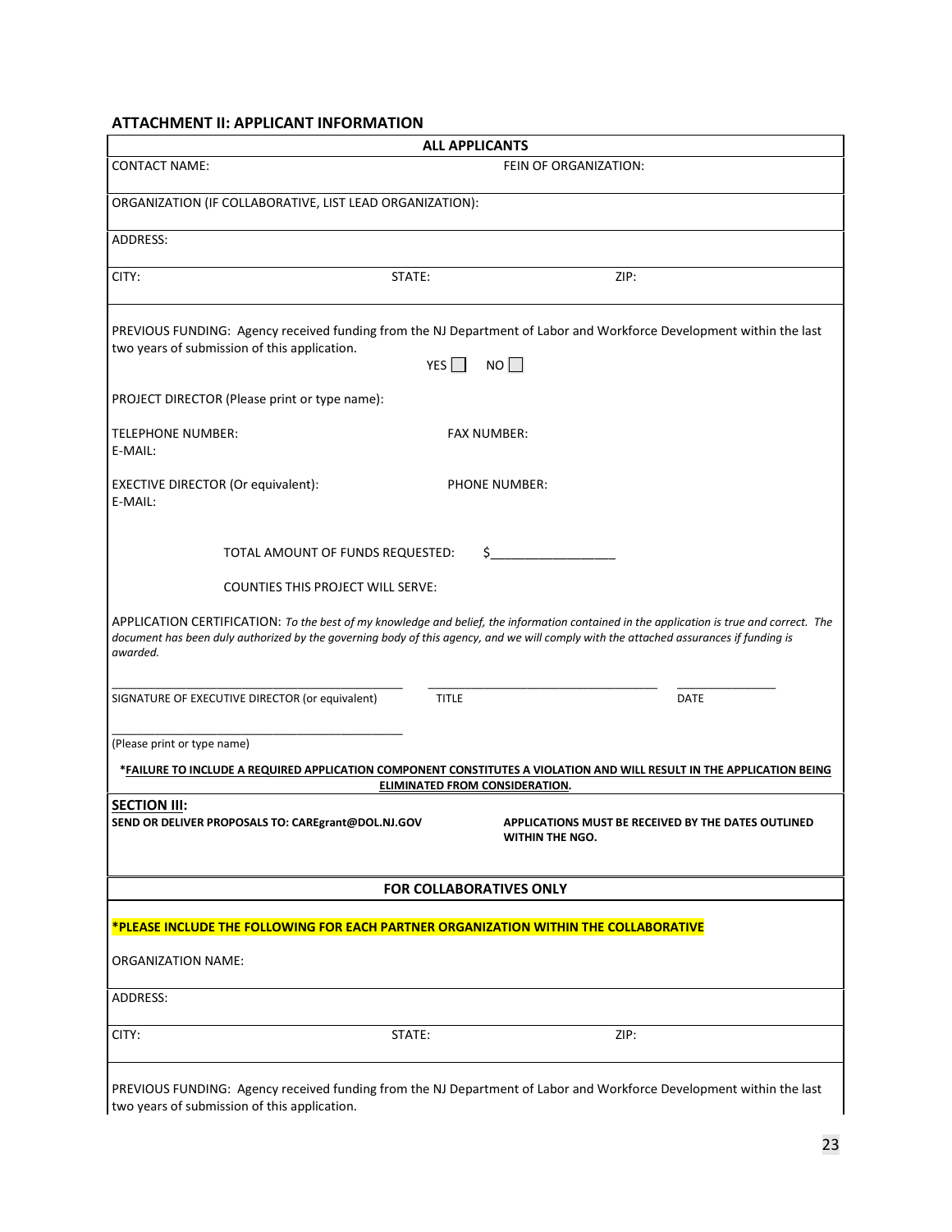## ATTACHMENT II: APPLICANT INFORMATION

**ALL APPLICANTS**

CONTACT NAME: FEIN OF ORGANIZATION:

ORGANIZATION (IF COLLABORATIVE, LIST LEAD ORGANIZATION):

ADDRESS:

CITY: STATE: ZIP:

PREVIOUS FUNDING: Agency received funding from the NJ Department of Labor and Workforce Development within the last two years of submission of this application.

YES ☐ NO ☐

PROJECT DIRECTOR (Please print or type name):

TELEPHONE NUMBER: FAX NUMBER:
E-MAIL:

EXECTIVE DIRECTOR (Or equivalent): PHONE NUMBER:
E-MAIL:

TOTAL AMOUNT OF FUNDS REQUESTED: $_________________

COUNTIES THIS PROJECT WILL SERVE:

APPLICATION CERTIFICATION: *To the best of my knowledge and belief, the information contained in the application is true and correct. The document has been duly authorized by the governing body of this agency, and we will comply with the attached assurances if funding is awarded.*

_____________________________________________ __________________________________ _______________
SIGNATURE OF EXECUTIVE DIRECTOR (or equivalent) TITLE DATE

_____________________________________________
(Please print or type name)

***FAILURE TO INCLUDE A REQUIRED APPLICATION COMPONENT CONSTITUTES A VIOLATION AND WILL RESULT IN THE APPLICATION BEING ELIMINATED FROM CONSIDERATION.**

**SECTION III:**

**SEND OR DELIVER PROPOSALS TO: CAREgrant@DOL.NJ.GOV**

**APPLICATIONS MUST BE RECEIVED BY THE DATES OUTLINED WITHIN THE NGO.**

**FOR COLLABORATIVES ONLY**

***PLEASE INCLUDE THE FOLLOWING FOR EACH PARTNER ORGANIZATION WITHIN THE COLLABORATIVE**

ORGANIZATION NAME:

ADDRESS:

CITY: STATE: ZIP:

PREVIOUS FUNDING: Agency received funding from the NJ Department of Labor and Workforce Development within the last two years of submission of this application.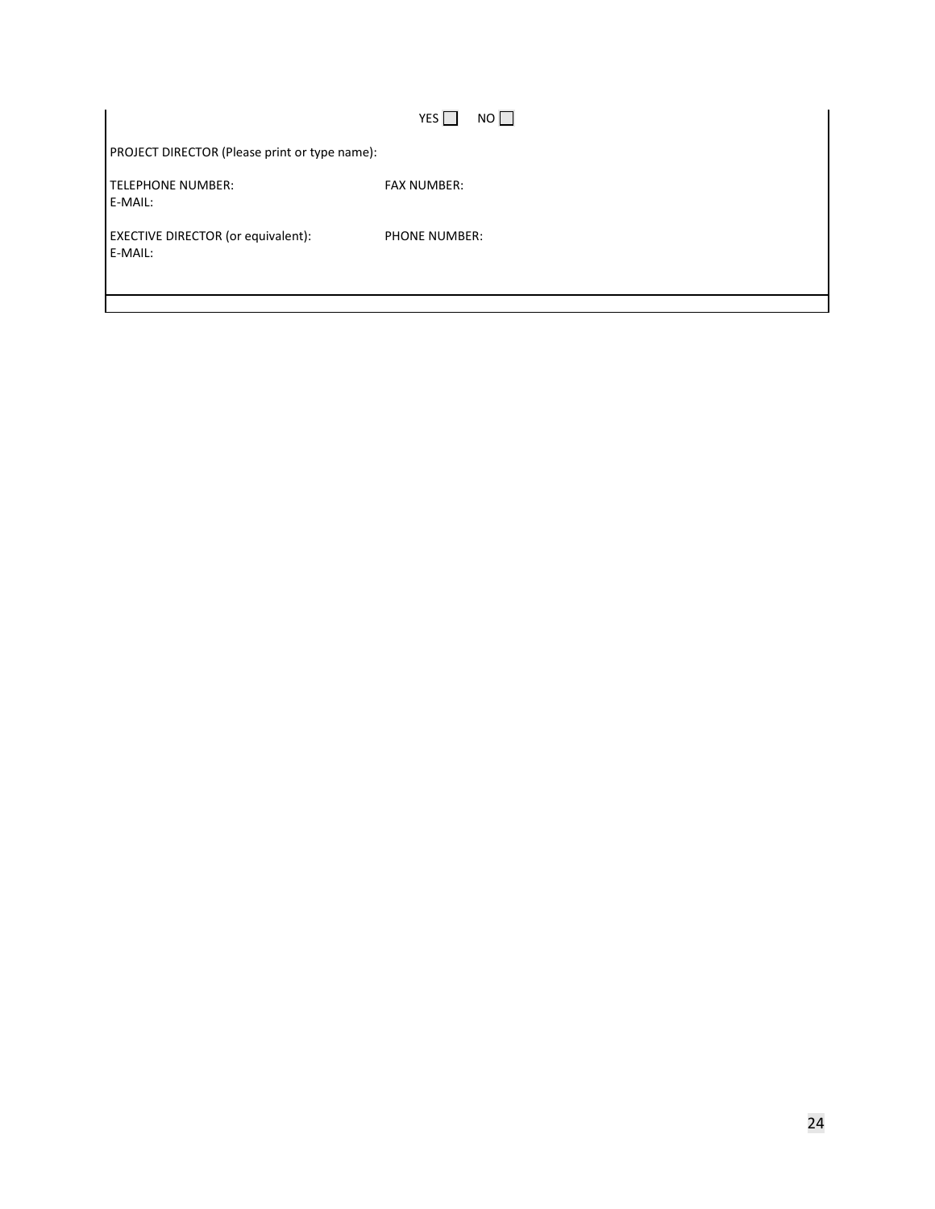YES ☐ NO ☐

PROJECT DIRECTOR (Please print or type name):

TELEPHONE NUMBER: FAX NUMBER:
E-MAIL:

EXECTIVE DIRECTOR (or equivalent): PHONE NUMBER:
E-MAIL: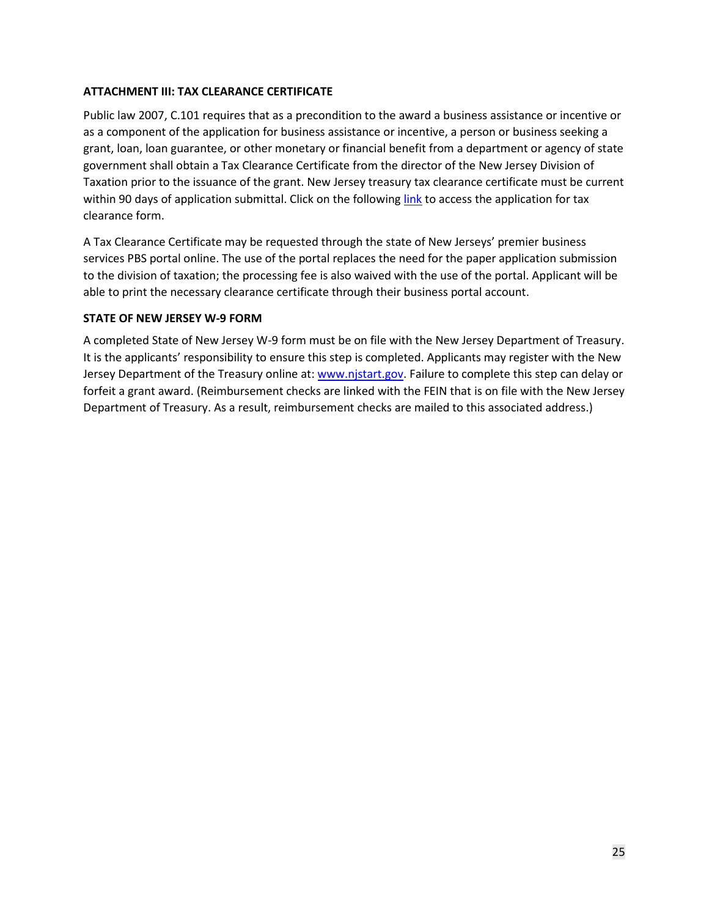**ATTACHMENT III: TAX CLEARANCE CERTIFICATE**

Public law 2007, C.101 requires that as a precondition to the award a business assistance or incentive or as a component of the application for business assistance or incentive, a person or business seeking a grant, loan, loan guarantee, or other monetary or financial benefit from a department or agency of state government shall obtain a Tax Clearance Certificate from the director of the New Jersey Division of Taxation prior to the issuance of the grant. New Jersey treasury tax clearance certificate must be current within 90 days of application submittal. Click on the following link to access the application for tax clearance form.

A Tax Clearance Certificate may be requested through the state of New Jerseys' premier business services PBS portal online. The use of the portal replaces the need for the paper application submission to the division of taxation; the processing fee is also waived with the use of the portal. Applicant will be able to print the necessary clearance certificate through their business portal account.

**STATE OF NEW JERSEY W-9 FORM**

A completed State of New Jersey W-9 form must be on file with the New Jersey Department of Treasury. It is the applicants' responsibility to ensure this step is completed. Applicants may register with the New Jersey Department of the Treasury online at: www.njstart.gov. Failure to complete this step can delay or forfeit a grant award. (Reimbursement checks are linked with the FEIN that is on file with the New Jersey Department of Treasury. As a result, reimbursement checks are mailed to this associated address.)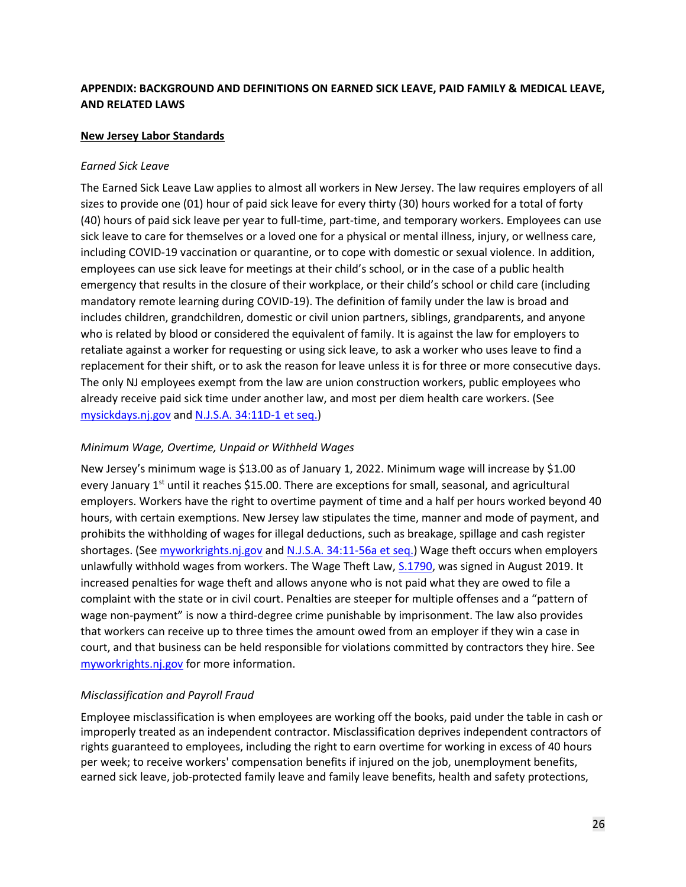## APPENDIX: BACKGROUND AND DEFINITIONS ON EARNED SICK LEAVE, PAID FAMILY & MEDICAL LEAVE, AND RELATED LAWS

**New Jersey Labor Standards**

*Earned Sick Leave*

The Earned Sick Leave Law applies to almost all workers in New Jersey. The law requires employers of all sizes to provide one (01) hour of paid sick leave for every thirty (30) hours worked for a total of forty (40) hours of paid sick leave per year to full-time, part-time, and temporary workers. Employees can use sick leave to care for themselves or a loved one for a physical or mental illness, injury, or wellness care, including COVID-19 vaccination or quarantine, or to cope with domestic or sexual violence. In addition, employees can use sick leave for meetings at their child's school, or in the case of a public health emergency that results in the closure of their workplace, or their child's school or child care (including mandatory remote learning during COVID-19). The definition of family under the law is broad and includes children, grandchildren, domestic or civil union partners, siblings, grandparents, and anyone who is related by blood or considered the equivalent of family. It is against the law for employers to retaliate against a worker for requesting or using sick leave, to ask a worker who uses leave to find a replacement for their shift, or to ask the reason for leave unless it is for three or more consecutive days. The only NJ employees exempt from the law are union construction workers, public employees who already receive paid sick time under another law, and most per diem health care workers. (See mysickdays.nj.gov and N.J.S.A. 34:11D-1 et seq.)

*Minimum Wage, Overtime, Unpaid or Withheld Wages*

New Jersey's minimum wage is $13.00 as of January 1, 2022. Minimum wage will increase by $1.00 every January 1st until it reaches $15.00. There are exceptions for small, seasonal, and agricultural employers. Workers have the right to overtime payment of time and a half per hours worked beyond 40 hours, with certain exemptions. New Jersey law stipulates the time, manner and mode of payment, and prohibits the withholding of wages for illegal deductions, such as breakage, spillage and cash register shortages. (See myworkrights.nj.gov and N.J.S.A. 34:11-56a et seq.) Wage theft occurs when employers unlawfully withhold wages from workers. The Wage Theft Law, S.1790, was signed in August 2019. It increased penalties for wage theft and allows anyone who is not paid what they are owed to file a complaint with the state or in civil court. Penalties are steeper for multiple offenses and a "pattern of wage non-payment" is now a third-degree crime punishable by imprisonment. The law also provides that workers can receive up to three times the amount owed from an employer if they win a case in court, and that business can be held responsible for violations committed by contractors they hire. See myworkrights.nj.gov for more information.

*Misclassification and Payroll Fraud*

Employee misclassification is when employees are working off the books, paid under the table in cash or improperly treated as an independent contractor. Misclassification deprives independent contractors of rights guaranteed to employees, including the right to earn overtime for working in excess of 40 hours per week; to receive workers' compensation benefits if injured on the job, unemployment benefits, earned sick leave, job-protected family leave and family leave benefits, health and safety protections,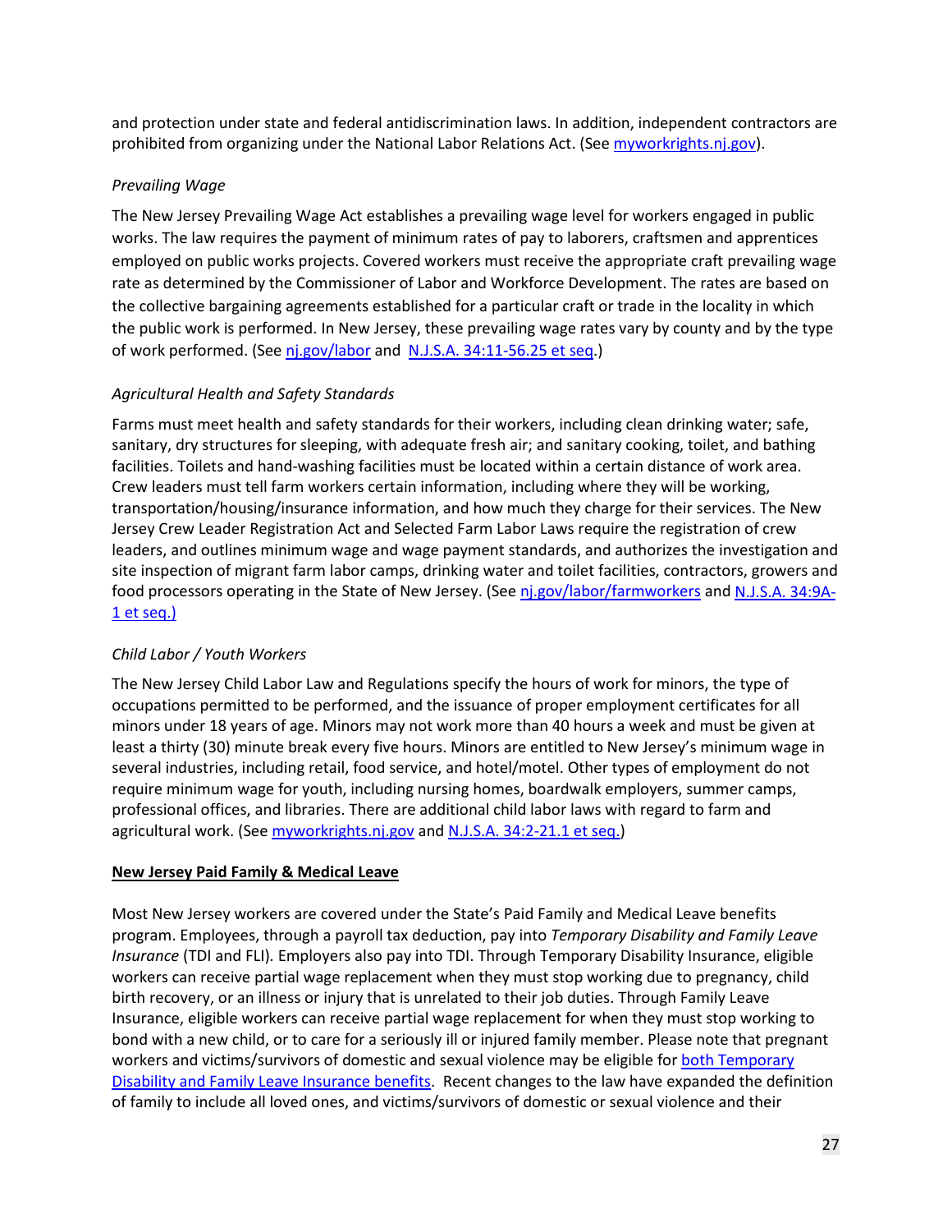and protection under state and federal antidiscrimination laws. In addition, independent contractors are prohibited from organizing under the National Labor Relations Act. (See [myworkrights.nj.gov](myworkrights.nj.gov)).

*Prevailing Wage*

The New Jersey Prevailing Wage Act establishes a prevailing wage level for workers engaged in public works. The law requires the payment of minimum rates of pay to laborers, craftsmen and apprentices employed on public works projects. Covered workers must receive the appropriate craft prevailing wage rate as determined by the Commissioner of Labor and Workforce Development. The rates are based on the collective bargaining agreements established for a particular craft or trade in the locality in which the public work is performed. In New Jersey, these prevailing wage rates vary by county and by the type of work performed. (See [nj.gov/labor](nj.gov/labor) and [N.J.S.A. 34:11-56.25 et seq](N.J.S.A. 34:11-56.25 et seq).)

*Agricultural Health and Safety Standards*

Farms must meet health and safety standards for their workers, including clean drinking water; safe, sanitary, dry structures for sleeping, with adequate fresh air; and sanitary cooking, toilet, and bathing facilities. Toilets and hand-washing facilities must be located within a certain distance of work area. Crew leaders must tell farm workers certain information, including where they will be working, transportation/housing/insurance information, and how much they charge for their services. The New Jersey Crew Leader Registration Act and Selected Farm Labor Laws require the registration of crew leaders, and outlines minimum wage and wage payment standards, and authorizes the investigation and site inspection of migrant farm labor camps, drinking water and toilet facilities, contractors, growers and food processors operating in the State of New Jersey. (See [nj.gov/labor/farmworkers](nj.gov/labor/farmworkers) and [N.J.S.A. 34:9A-1 et seq.)](N.J.S.A. 34:9A-1 et seq.)

*Child Labor / Youth Workers*

The New Jersey Child Labor Law and Regulations specify the hours of work for minors, the type of occupations permitted to be performed, and the issuance of proper employment certificates for all minors under 18 years of age. Minors may not work more than 40 hours a week and must be given at least a thirty (30) minute break every five hours. Minors are entitled to New Jersey's minimum wage in several industries, including retail, food service, and hotel/motel. Other types of employment do not require minimum wage for youth, including nursing homes, boardwalk employers, summer camps, professional offices, and libraries. There are additional child labor laws with regard to farm and agricultural work. (See [myworkrights.nj.gov](myworkrights.nj.gov) and [N.J.S.A. 34:2-21.1 et seq.](N.J.S.A. 34:2-21.1 et seq.))

**<u>New Jersey Paid Family & Medical Leave</u>**

Most New Jersey workers are covered under the State's Paid Family and Medical Leave benefits program. Employees, through a payroll tax deduction, pay into *Temporary Disability and Family Leave Insurance* (TDI and FLI). Employers also pay into TDI. Through Temporary Disability Insurance, eligible workers can receive partial wage replacement when they must stop working due to pregnancy, child birth recovery, or an illness or injury that is unrelated to their job duties. Through Family Leave Insurance, eligible workers can receive partial wage replacement for when they must stop working to bond with a new child, or to care for a seriously ill or injured family member. Please note that pregnant workers and victims/survivors of domestic and sexual violence may be eligible for both Temporary Disability and Family Leave Insurance benefits. Recent changes to the law have expanded the definition of family to include all loved ones, and victims/survivors of domestic or sexual violence and their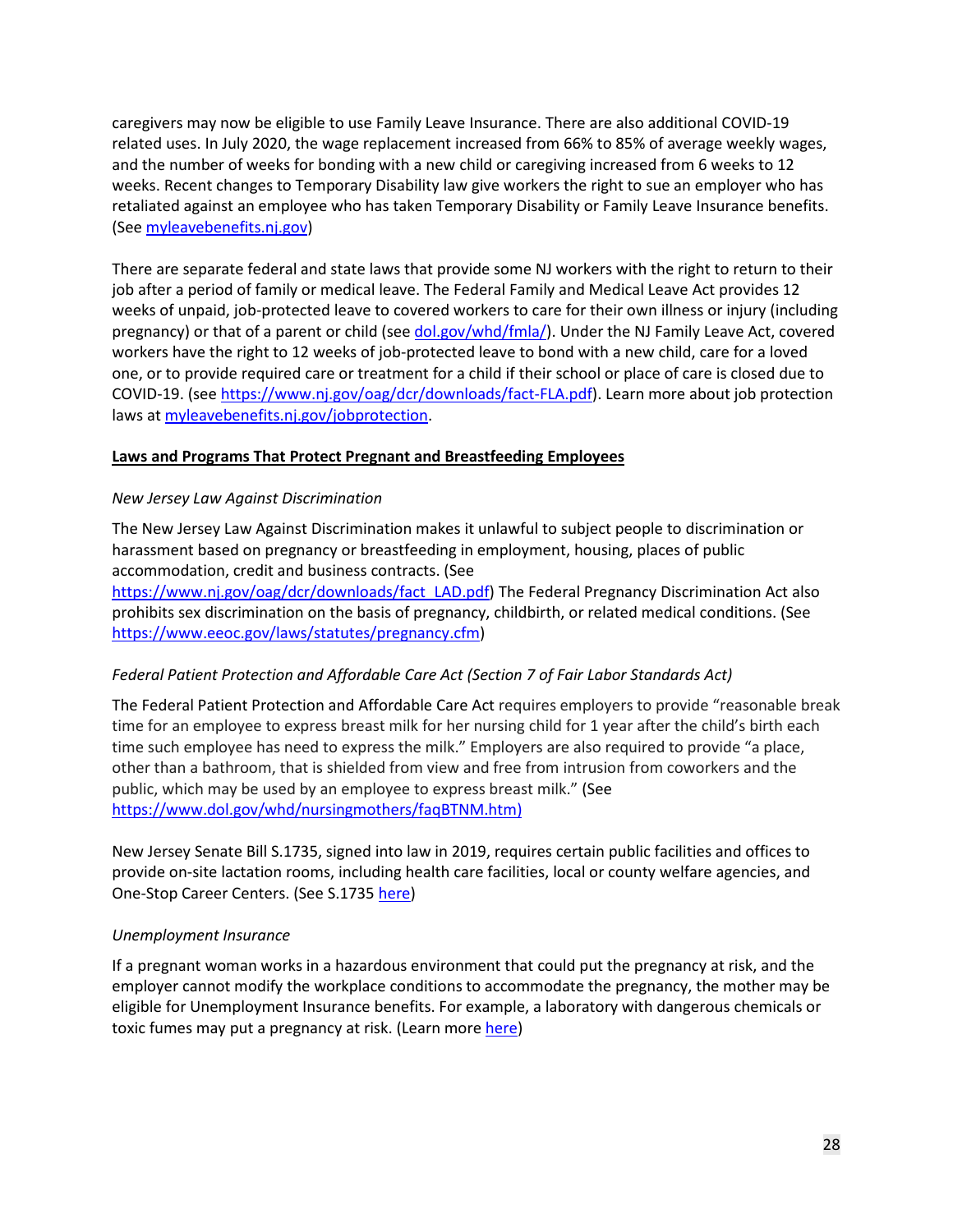caregivers may now be eligible to use Family Leave Insurance. There are also additional COVID-19 related uses. In July 2020, the wage replacement increased from 66% to 85% of average weekly wages, and the number of weeks for bonding with a new child or caregiving increased from 6 weeks to 12 weeks. Recent changes to Temporary Disability law give workers the right to sue an employer who has retaliated against an employee who has taken Temporary Disability or Family Leave Insurance benefits. (See [myleavebenefits.nj.gov](myleavebenefits.nj.gov))

There are separate federal and state laws that provide some NJ workers with the right to return to their job after a period of family or medical leave. The Federal Family and Medical Leave Act provides 12 weeks of unpaid, job-protected leave to covered workers to care for their own illness or injury (including pregnancy) or that of a parent or child (see [dol.gov/whd/fmla/](dol.gov/whd/fmla/)). Under the NJ Family Leave Act, covered workers have the right to 12 weeks of job-protected leave to bond with a new child, care for a loved one, or to provide required care or treatment for a child if their school or place of care is closed due to COVID-19. (see [https://www.nj.gov/oag/dcr/downloads/fact-FLA.pdf](https://www.nj.gov/oag/dcr/downloads/fact-FLA.pdf)). Learn more about job protection laws at [myleavebenefits.nj.gov/jobprotection](myleavebenefits.nj.gov/jobprotection).

**Laws and Programs That Protect Pregnant and Breastfeeding Employees**

*New Jersey Law Against Discrimination*

The New Jersey Law Against Discrimination makes it unlawful to subject people to discrimination or harassment based on pregnancy or breastfeeding in employment, housing, places of public accommodation, credit and business contracts. (See [https://www.nj.gov/oag/dcr/downloads/fact_LAD.pdf](https://www.nj.gov/oag/dcr/downloads/fact_LAD.pdf)) The Federal Pregnancy Discrimination Act also prohibits sex discrimination on the basis of pregnancy, childbirth, or related medical conditions. (See [https://www.eeoc.gov/laws/statutes/pregnancy.cfm](https://www.eeoc.gov/laws/statutes/pregnancy.cfm))

*Federal Patient Protection and Affordable Care Act (Section 7 of Fair Labor Standards Act)*

The Federal Patient Protection and Affordable Care Act requires employers to provide "reasonable break time for an employee to express breast milk for her nursing child for 1 year after the child's birth each time such employee has need to express the milk." Employers are also required to provide "a place, other than a bathroom, that is shielded from view and free from intrusion from coworkers and the public, which may be used by an employee to express breast milk." (See [https://www.dol.gov/whd/nursingmothers/faqBTNM.htm)](https://www.dol.gov/whd/nursingmothers/faqBTNM.htm)

New Jersey Senate Bill S.1735, signed into law in 2019, requires certain public facilities and offices to provide on-site lactation rooms, including health care facilities, local or county welfare agencies, and One-Stop Career Centers. (See S.1735 here)

*Unemployment Insurance*

If a pregnant woman works in a hazardous environment that could put the pregnancy at risk, and the employer cannot modify the workplace conditions to accommodate the pregnancy, the mother may be eligible for Unemployment Insurance benefits. For example, a laboratory with dangerous chemicals or toxic fumes may put a pregnancy at risk. (Learn more here)